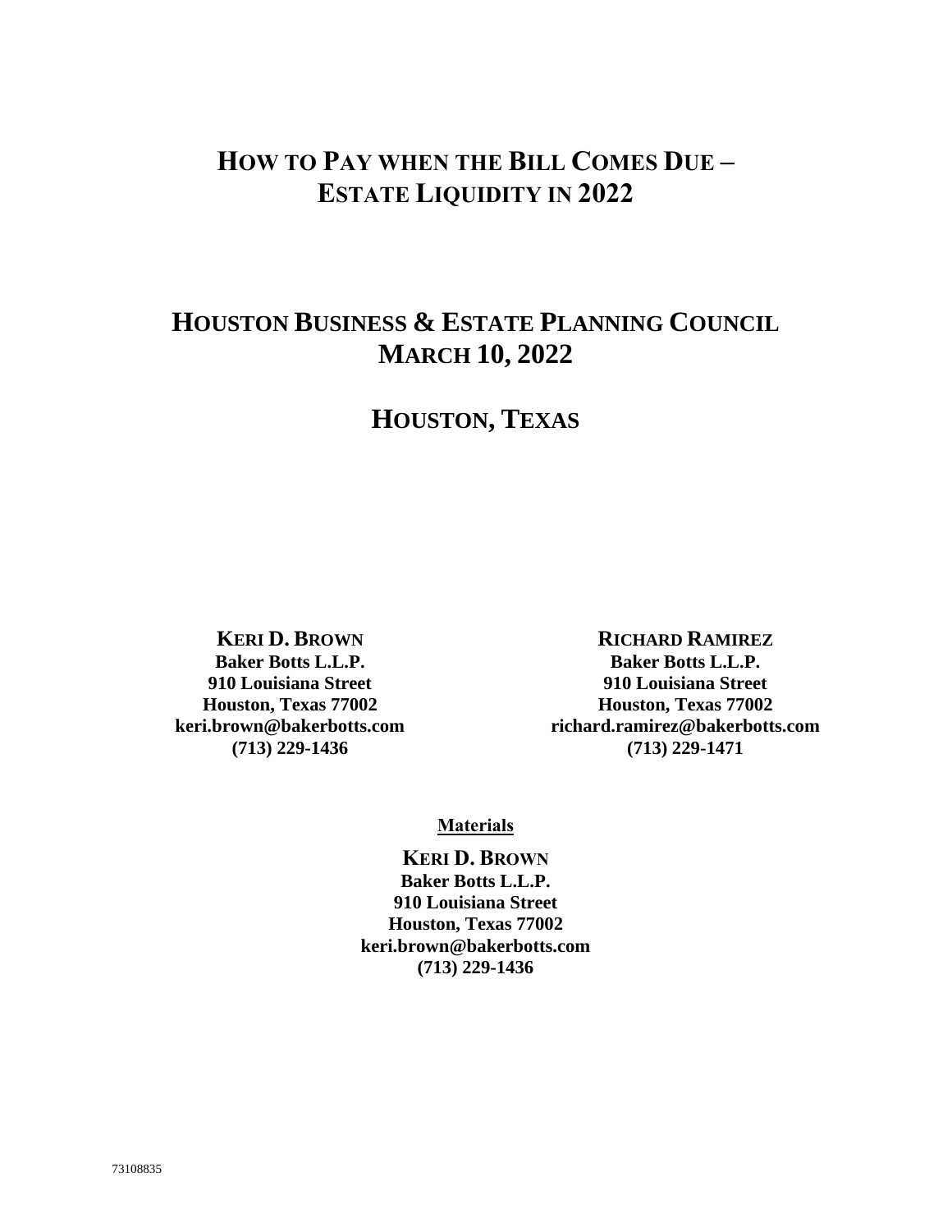# HOW TO PAY WHEN THE BILL COMES DUE – ESTATE LIQUIDITY IN 2022

## HOUSTON BUSINESS & ESTATE PLANNING COUNCIL
## MARCH 10, 2022

## HOUSTON, TEXAS

**KERI D. BROWN**
**Baker Botts L.L.P.**
**910 Louisiana Street**
**Houston, Texas 77002**
**keri.brown@bakerbotts.com**
**(713) 229-1436**

**RICHARD RAMIREZ**
**Baker Botts L.L.P.**
**910 Louisiana Street**
**Houston, Texas 77002**
**richard.ramirez@bakerbotts.com**
**(713) 229-1471**

**Materials**

**KERI D. BROWN**
**Baker Botts L.L.P.**
**910 Louisiana Street**
**Houston, Texas 77002**
**keri.brown@bakerbotts.com**
**(713) 229-1436**

73108835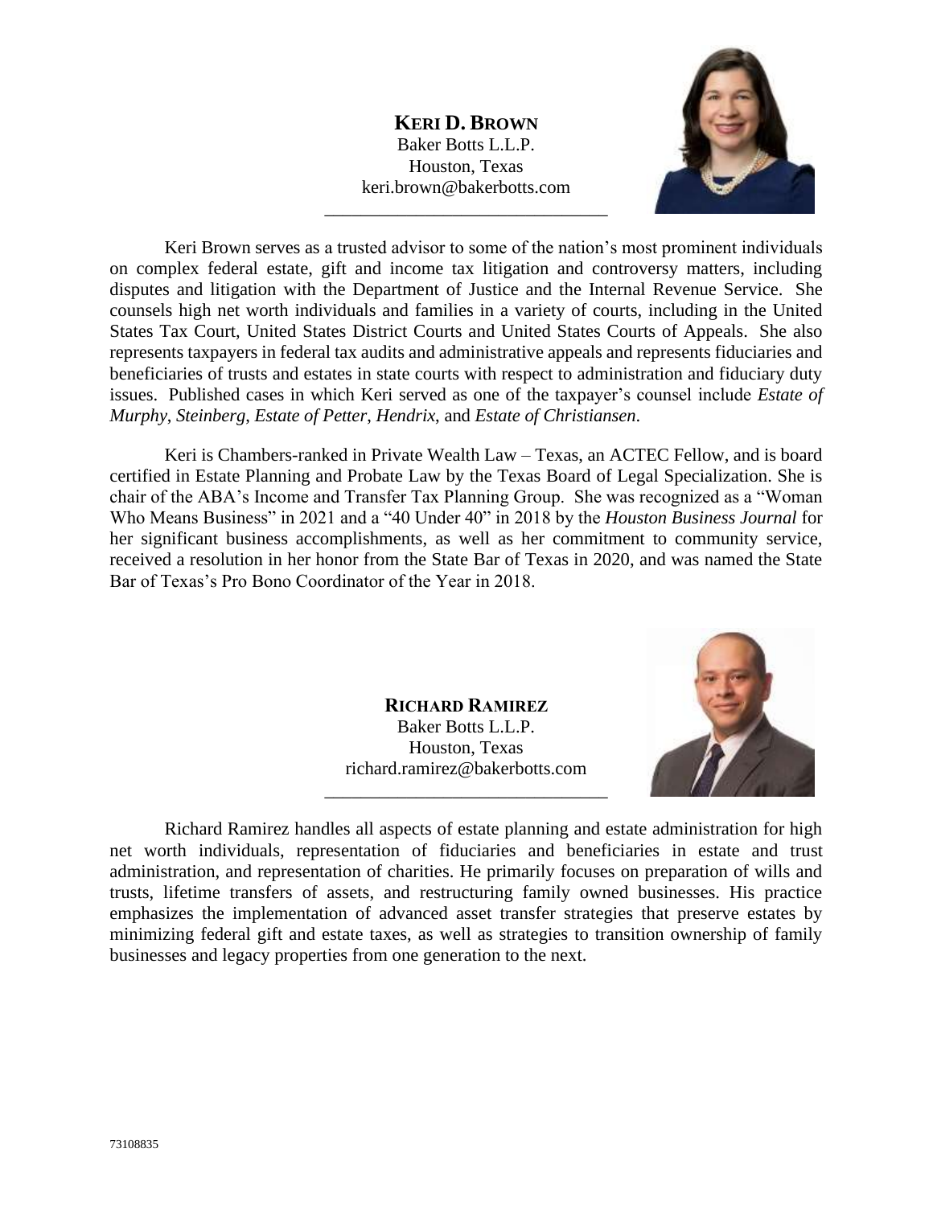**KERI D. BROWN**
Baker Botts L.L.P.
Houston, Texas
keri.brown@bakerbotts.com

---

Keri Brown serves as a trusted advisor to some of the nation's most prominent individuals on complex federal estate, gift and income tax litigation and controversy matters, including disputes and litigation with the Department of Justice and the Internal Revenue Service. She counsels high net worth individuals and families in a variety of courts, including in the United States Tax Court, United States District Courts and United States Courts of Appeals. She also represents taxpayers in federal tax audits and administrative appeals and represents fiduciaries and beneficiaries of trusts and estates in state courts with respect to administration and fiduciary duty issues. Published cases in which Keri served as one of the taxpayer's counsel include *Estate of Murphy*, *Steinberg*, *Estate of Petter*, *Hendrix*, and *Estate of Christiansen*.

Keri is Chambers-ranked in Private Wealth Law – Texas, an ACTEC Fellow, and is board certified in Estate Planning and Probate Law by the Texas Board of Legal Specialization. She is chair of the ABA's Income and Transfer Tax Planning Group. She was recognized as a "Woman Who Means Business" in 2021 and a "40 Under 40" in 2018 by the *Houston Business Journal* for her significant business accomplishments, as well as her commitment to community service, received a resolution in her honor from the State Bar of Texas in 2020, and was named the State Bar of Texas's Pro Bono Coordinator of the Year in 2018.

**RICHARD RAMIREZ**
Baker Botts L.L.P.
Houston, Texas
richard.ramirez@bakerbotts.com

---

Richard Ramirez handles all aspects of estate planning and estate administration for high net worth individuals, representation of fiduciaries and beneficiaries in estate and trust administration, and representation of charities. He primarily focuses on preparation of wills and trusts, lifetime transfers of assets, and restructuring family owned businesses. His practice emphasizes the implementation of advanced asset transfer strategies that preserve estates by minimizing federal gift and estate taxes, as well as strategies to transition ownership of family businesses and legacy properties from one generation to the next.

73108835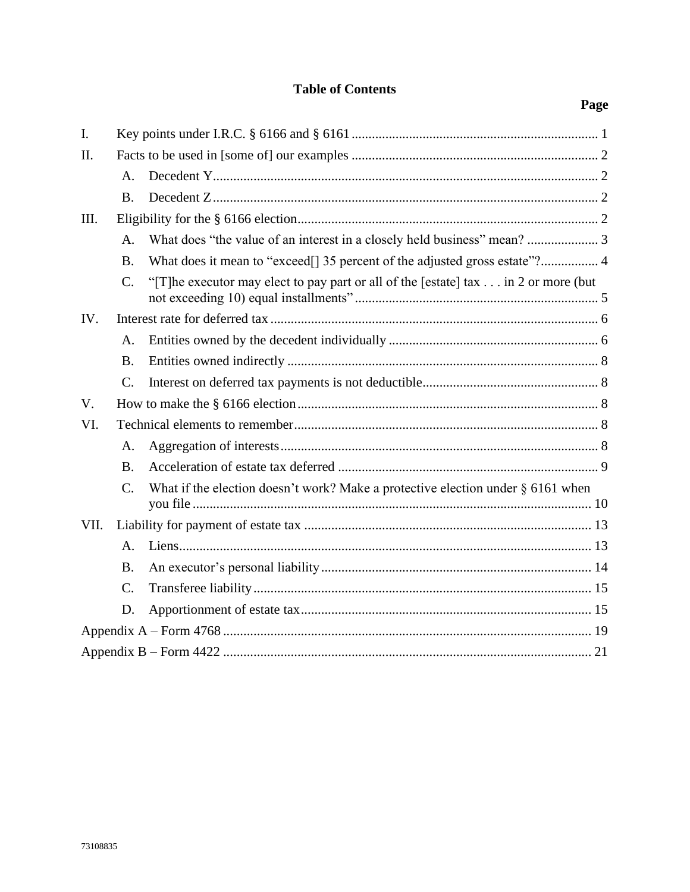# Table of Contents

**Page**

I. Key points under I.R.C. § 6166 and § 6161 ........ 1

II. Facts to be used in [some of] our examples ........ 2

- A. Decedent Y ........ 2
- B. Decedent Z ........ 2

III. Eligibility for the § 6166 election ........ 2

- A. What does "the value of an interest in a closely held business" mean? ........ 3
- B. What does it mean to "exceed[] 35 percent of the adjusted gross estate"? ........ 4
- C. "[T]he executor may elect to pay part or all of the [estate] tax . . . in 2 or more (but not exceeding 10) equal installments" ........ 5

IV. Interest rate for deferred tax ........ 6

- A. Entities owned by the decedent individually ........ 6
- B. Entities owned indirectly ........ 8
- C. Interest on deferred tax payments is not deductible ........ 8

V. How to make the § 6166 election ........ 8

VI. Technical elements to remember ........ 8

- A. Aggregation of interests ........ 8
- B. Acceleration of estate tax deferred ........ 9
- C. What if the election doesn't work? Make a protective election under § 6161 when you file ........ 10

VII. Liability for payment of estate tax ........ 13

- A. Liens ........ 13
- B. An executor's personal liability ........ 14
- C. Transferee liability ........ 15
- D. Apportionment of estate tax ........ 15

Appendix A – Form 4768 ........ 19

Appendix B – Form 4422 ........ 21

73108835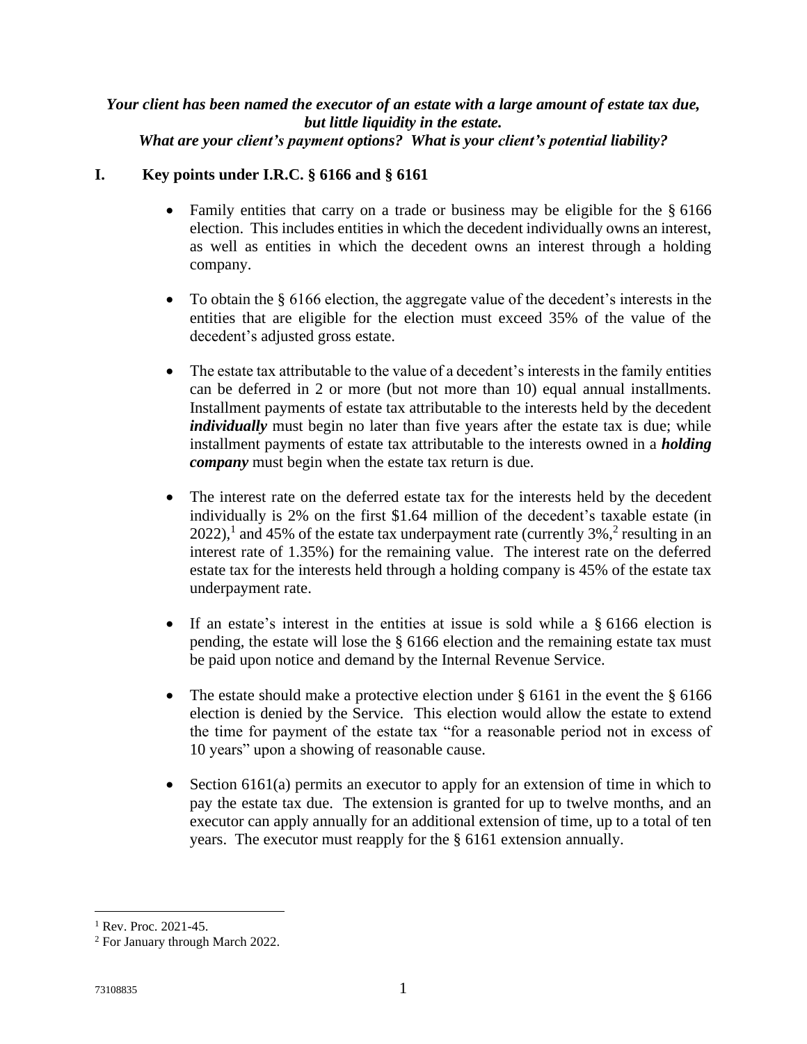***Your client has been named the executor of an estate with a large amount of estate tax due, but little liquidity in the estate.***
***What are your client's payment options? What is your client's potential liability?***

## I. Key points under I.R.C. § 6166 and § 6161

- Family entities that carry on a trade or business may be eligible for the § 6166 election. This includes entities in which the decedent individually owns an interest, as well as entities in which the decedent owns an interest through a holding company.

- To obtain the § 6166 election, the aggregate value of the decedent's interests in the entities that are eligible for the election must exceed 35% of the value of the decedent's adjusted gross estate.

- The estate tax attributable to the value of a decedent's interests in the family entities can be deferred in 2 or more (but not more than 10) equal annual installments. Installment payments of estate tax attributable to the interests held by the decedent ***individually*** must begin no later than five years after the estate tax is due; while installment payments of estate tax attributable to the interests owned in a ***holding company*** must begin when the estate tax return is due.

- The interest rate on the deferred estate tax for the interests held by the decedent individually is 2% on the first $1.64 million of the decedent's taxable estate (in 2022),[1] and 45% of the estate tax underpayment rate (currently 3%,[2] resulting in an interest rate of 1.35%) for the remaining value. The interest rate on the deferred estate tax for the interests held through a holding company is 45% of the estate tax underpayment rate.

- If an estate's interest in the entities at issue is sold while a § 6166 election is pending, the estate will lose the § 6166 election and the remaining estate tax must be paid upon notice and demand by the Internal Revenue Service.

- The estate should make a protective election under § 6161 in the event the § 6166 election is denied by the Service. This election would allow the estate to extend the time for payment of the estate tax "for a reasonable period not in excess of 10 years" upon a showing of reasonable cause.

- Section 6161(a) permits an executor to apply for an extension of time in which to pay the estate tax due. The extension is granted for up to twelve months, and an executor can apply annually for an additional extension of time, up to a total of ten years. The executor must reapply for the § 6161 extension annually.

---

[1] Rev. Proc. 2021-45.

[2] For January through March 2022.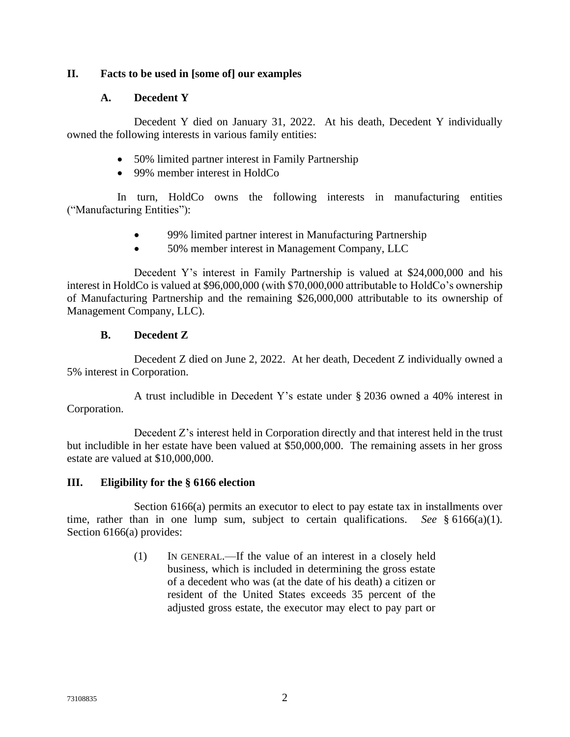## II. Facts to be used in [some of] our examples

### A. Decedent Y

Decedent Y died on January 31, 2022. At his death, Decedent Y individually owned the following interests in various family entities:

- 50% limited partner interest in Family Partnership
- 99% member interest in HoldCo

In turn, HoldCo owns the following interests in manufacturing entities ("Manufacturing Entities"):

- 99% limited partner interest in Manufacturing Partnership
- 50% member interest in Management Company, LLC

Decedent Y's interest in Family Partnership is valued at $24,000,000 and his interest in HoldCo is valued at $96,000,000 (with $70,000,000 attributable to HoldCo's ownership of Manufacturing Partnership and the remaining $26,000,000 attributable to its ownership of Management Company, LLC).

### B. Decedent Z

Decedent Z died on June 2, 2022. At her death, Decedent Z individually owned a 5% interest in Corporation.

A trust includible in Decedent Y's estate under § 2036 owned a 40% interest in Corporation.

Decedent Z's interest held in Corporation directly and that interest held in the trust but includible in her estate have been valued at $50,000,000. The remaining assets in her gross estate are valued at $10,000,000.

## III. Eligibility for the § 6166 election

Section 6166(a) permits an executor to elect to pay estate tax in installments over time, rather than in one lump sum, subject to certain qualifications. *See* § 6166(a)(1). Section 6166(a) provides:

> (1) IN GENERAL.—If the value of an interest in a closely held business, which is included in determining the gross estate of a decedent who was (at the date of his death) a citizen or resident of the United States exceeds 35 percent of the adjusted gross estate, the executor may elect to pay part or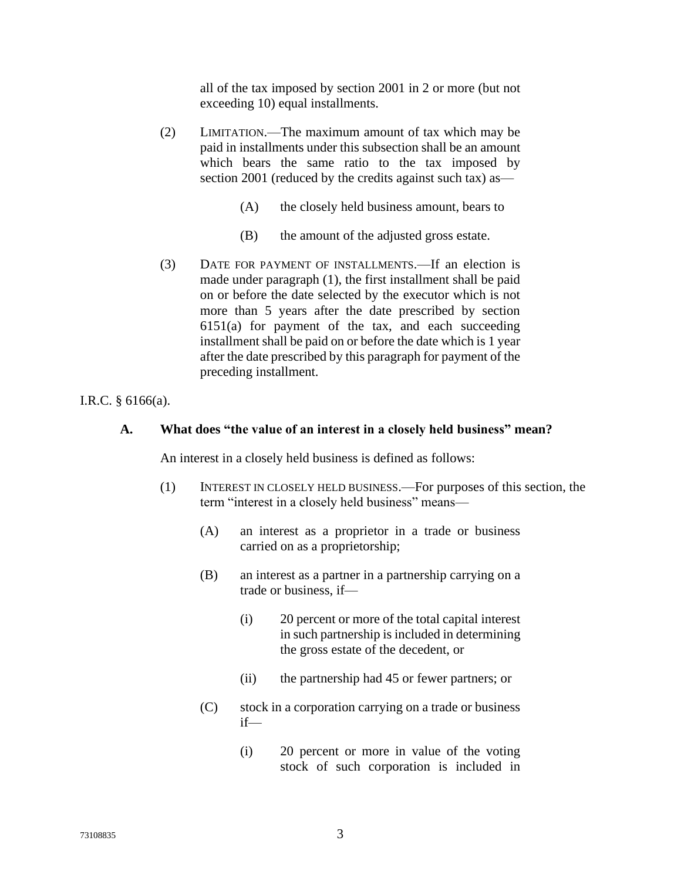all of the tax imposed by section 2001 in 2 or more (but not exceeding 10) equal installments.

(2) LIMITATION.—The maximum amount of tax which may be paid in installments under this subsection shall be an amount which bears the same ratio to the tax imposed by section 2001 (reduced by the credits against such tax) as—

(A) the closely held business amount, bears to

(B) the amount of the adjusted gross estate.

(3) DATE FOR PAYMENT OF INSTALLMENTS.—If an election is made under paragraph (1), the first installment shall be paid on or before the date selected by the executor which is not more than 5 years after the date prescribed by section 6151(a) for payment of the tax, and each succeeding installment shall be paid on or before the date which is 1 year after the date prescribed by this paragraph for payment of the preceding installment.

I.R.C. § 6166(a).

### A. What does "the value of an interest in a closely held business" mean?

An interest in a closely held business is defined as follows:

(1) INTEREST IN CLOSELY HELD BUSINESS.—For purposes of this section, the term "interest in a closely held business" means—

(A) an interest as a proprietor in a trade or business carried on as a proprietorship;

(B) an interest as a partner in a partnership carrying on a trade or business, if—

(i) 20 percent or more of the total capital interest in such partnership is included in determining the gross estate of the decedent, or

(ii) the partnership had 45 or fewer partners; or

(C) stock in a corporation carrying on a trade or business if—

(i) 20 percent or more in value of the voting stock of such corporation is included in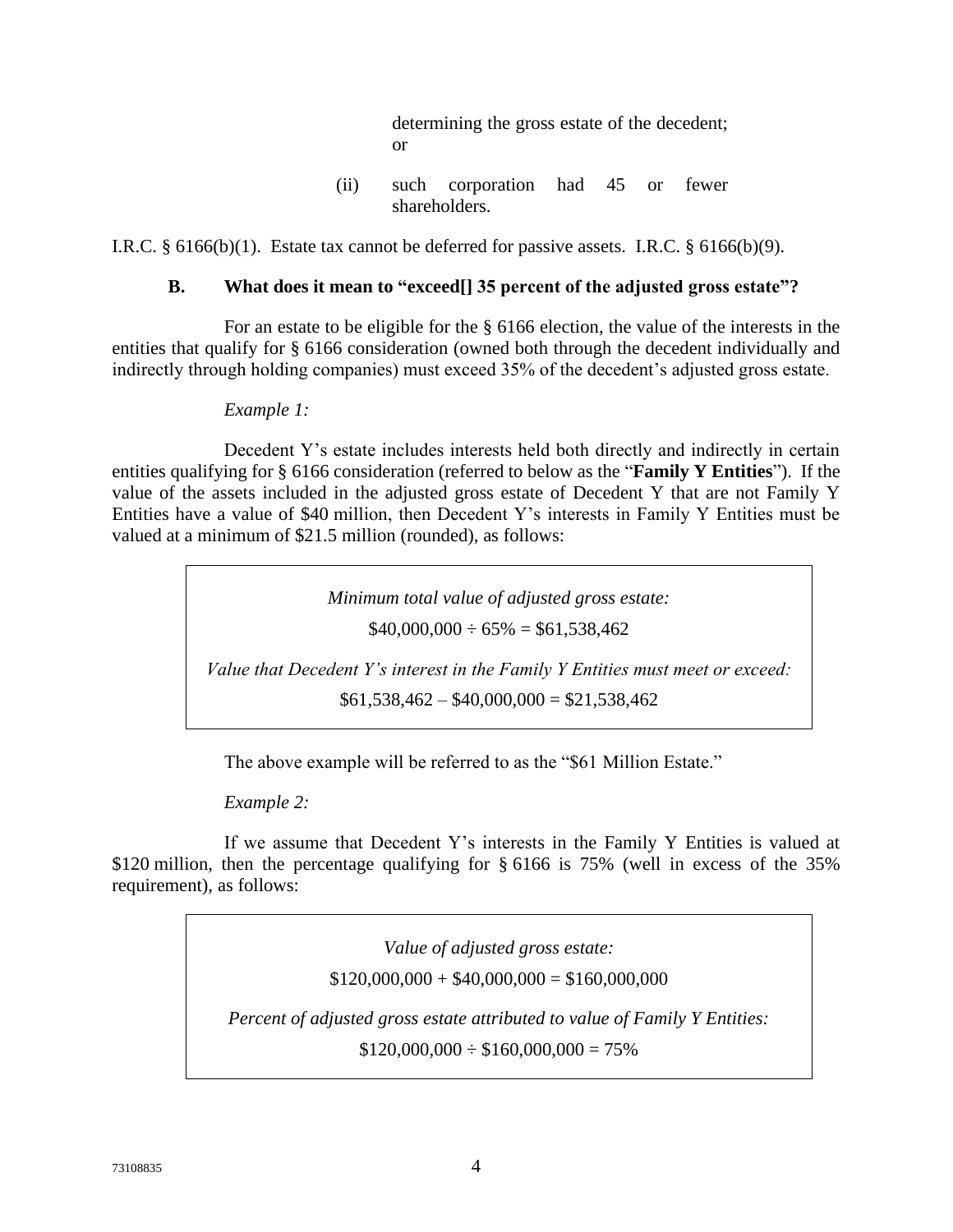determining the gross estate of the decedent; or

(ii) such corporation had 45 or fewer shareholders.

I.R.C. § 6166(b)(1). Estate tax cannot be deferred for passive assets. I.R.C. § 6166(b)(9).

### B. What does it mean to "exceed[] 35 percent of the adjusted gross estate"?

For an estate to be eligible for the § 6166 election, the value of the interests in the entities that qualify for § 6166 consideration (owned both through the decedent individually and indirectly through holding companies) must exceed 35% of the decedent's adjusted gross estate.

*Example 1:*

Decedent Y's estate includes interests held both directly and indirectly in certain entities qualifying for § 6166 consideration (referred to below as the "**Family Y Entities**"). If the value of the assets included in the adjusted gross estate of Decedent Y that are not Family Y Entities have a value of $40 million, then Decedent Y's interests in Family Y Entities must be valued at a minimum of $21.5 million (rounded), as follows:

> *Minimum total value of adjusted gross estate:*
>
> $40,000,000 ÷ 65% = $61,538,462
>
> *Value that Decedent Y's interest in the Family Y Entities must meet or exceed:*
>
> $61,538,462 – $40,000,000 = $21,538,462

The above example will be referred to as the "$61 Million Estate."

*Example 2:*

If we assume that Decedent Y's interests in the Family Y Entities is valued at $120 million, then the percentage qualifying for § 6166 is 75% (well in excess of the 35% requirement), as follows:

> *Value of adjusted gross estate:*
>
> $120,000,000 + $40,000,000 = $160,000,000
>
> *Percent of adjusted gross estate attributed to value of Family Y Entities:*
>
> $120,000,000 ÷ $160,000,000 = 75%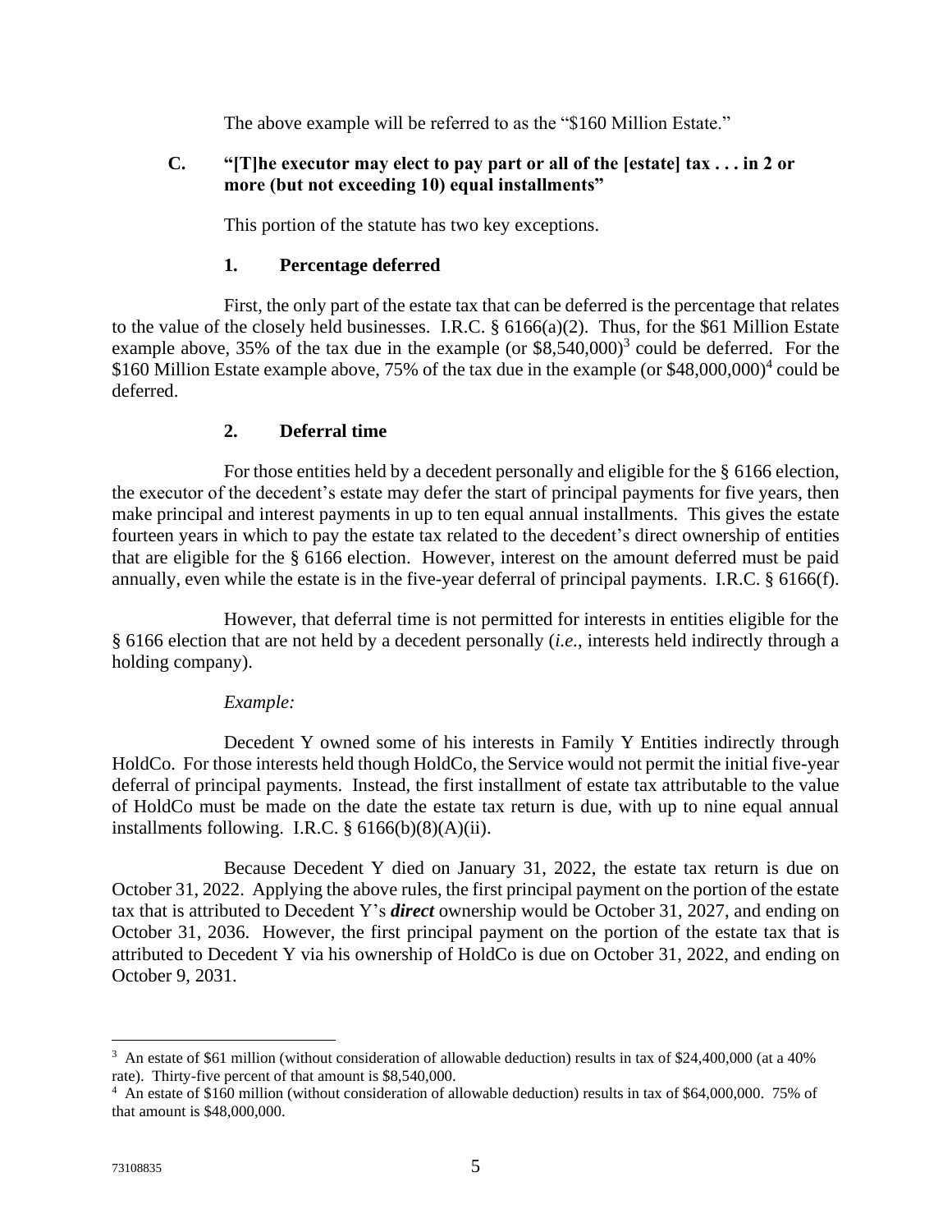The above example will be referred to as the "$160 Million Estate."

### C. "[T]he executor may elect to pay part or all of the [estate] tax . . . in 2 or more (but not exceeding 10) equal installments"

This portion of the statute has two key exceptions.

#### 1. Percentage deferred

First, the only part of the estate tax that can be deferred is the percentage that relates to the value of the closely held businesses. I.R.C. § 6166(a)(2). Thus, for the $61 Million Estate example above, 35% of the tax due in the example (or $8,540,000)[3] could be deferred. For the $160 Million Estate example above, 75% of the tax due in the example (or $48,000,000)[4] could be deferred.

#### 2. Deferral time

For those entities held by a decedent personally and eligible for the § 6166 election, the executor of the decedent's estate may defer the start of principal payments for five years, then make principal and interest payments in up to ten equal annual installments. This gives the estate fourteen years in which to pay the estate tax related to the decedent's direct ownership of entities that are eligible for the § 6166 election. However, interest on the amount deferred must be paid annually, even while the estate is in the five-year deferral of principal payments. I.R.C. § 6166(f).

However, that deferral time is not permitted for interests in entities eligible for the § 6166 election that are not held by a decedent personally (*i.e.*, interests held indirectly through a holding company).

*Example:*

Decedent Y owned some of his interests in Family Y Entities indirectly through HoldCo. For those interests held though HoldCo, the Service would not permit the initial five-year deferral of principal payments. Instead, the first installment of estate tax attributable to the value of HoldCo must be made on the date the estate tax return is due, with up to nine equal annual installments following. I.R.C. § 6166(b)(8)(A)(ii).

Because Decedent Y died on January 31, 2022, the estate tax return is due on October 31, 2022. Applying the above rules, the first principal payment on the portion of the estate tax that is attributed to Decedent Y's ***direct*** ownership would be October 31, 2027, and ending on October 31, 2036. However, the first principal payment on the portion of the estate tax that is attributed to Decedent Y via his ownership of HoldCo is due on October 31, 2022, and ending on October 9, 2031.

---

[3] An estate of $61 million (without consideration of allowable deduction) results in tax of $24,400,000 (at a 40% rate). Thirty-five percent of that amount is $8,540,000.

[4] An estate of $160 million (without consideration of allowable deduction) results in tax of $64,000,000. 75% of that amount is $48,000,000.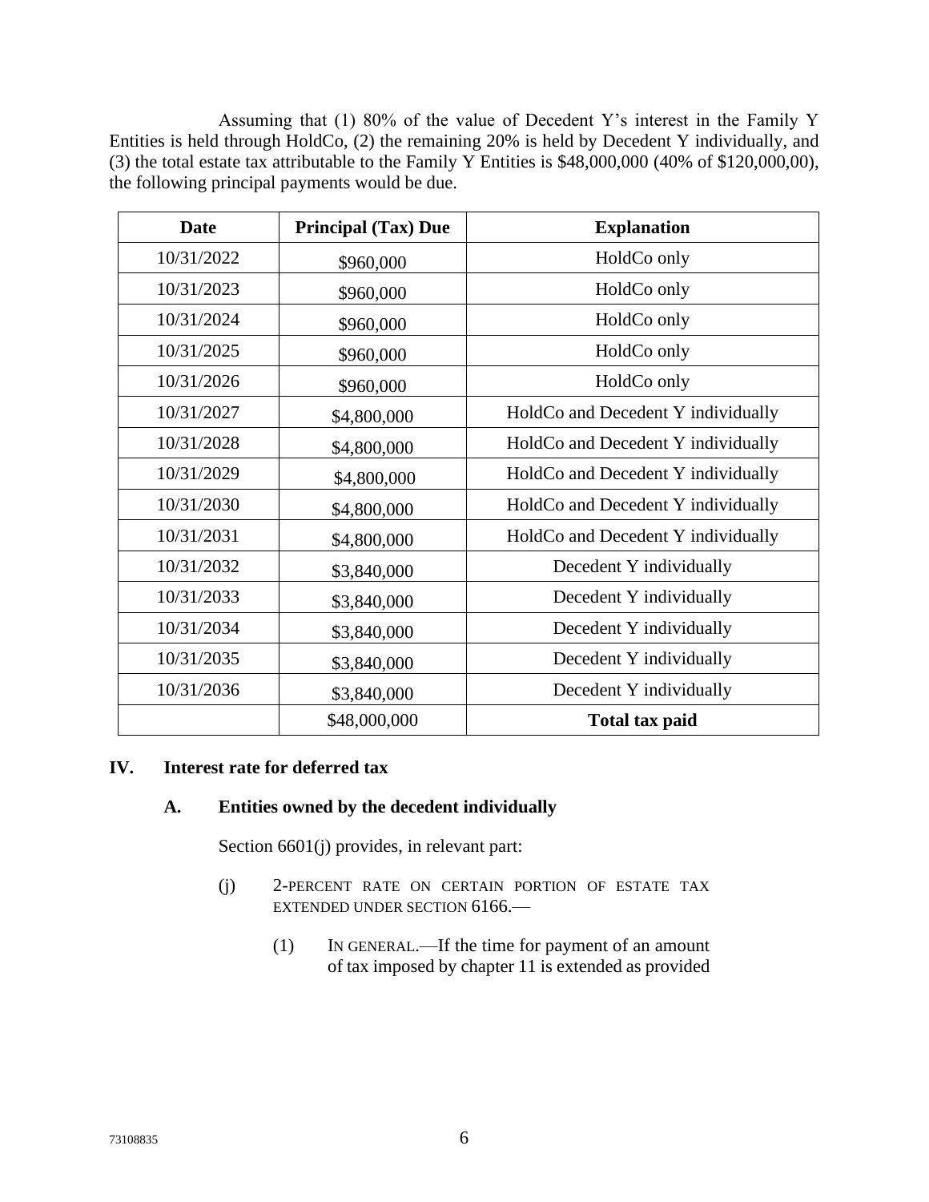Assuming that (1) 80% of the value of Decedent Y's interest in the Family Y Entities is held through HoldCo, (2) the remaining 20% is held by Decedent Y individually, and (3) the total estate tax attributable to the Family Y Entities is $48,000,000 (40% of $120,000,00), the following principal payments would be due.

| Date | Principal (Tax) Due | Explanation |
|---|---|---|
| 10/31/2022 | $960,000 | HoldCo only |
| 10/31/2023 | $960,000 | HoldCo only |
| 10/31/2024 | $960,000 | HoldCo only |
| 10/31/2025 | $960,000 | HoldCo only |
| 10/31/2026 | $960,000 | HoldCo only |
| 10/31/2027 | $4,800,000 | HoldCo and Decedent Y individually |
| 10/31/2028 | $4,800,000 | HoldCo and Decedent Y individually |
| 10/31/2029 | $4,800,000 | HoldCo and Decedent Y individually |
| 10/31/2030 | $4,800,000 | HoldCo and Decedent Y individually |
| 10/31/2031 | $4,800,000 | HoldCo and Decedent Y individually |
| 10/31/2032 | $3,840,000 | Decedent Y individually |
| 10/31/2033 | $3,840,000 | Decedent Y individually |
| 10/31/2034 | $3,840,000 | Decedent Y individually |
| 10/31/2035 | $3,840,000 | Decedent Y individually |
| 10/31/2036 | $3,840,000 | Decedent Y individually |
| | $48,000,000 | **Total tax paid** |

## IV. Interest rate for deferred tax

### A. Entities owned by the decedent individually

Section 6601(j) provides, in relevant part:

> (j) 2-PERCENT RATE ON CERTAIN PORTION OF ESTATE TAX EXTENDED UNDER SECTION 6166.—
>
> > (1) IN GENERAL.—If the time for payment of an amount of tax imposed by chapter 11 is extended as provided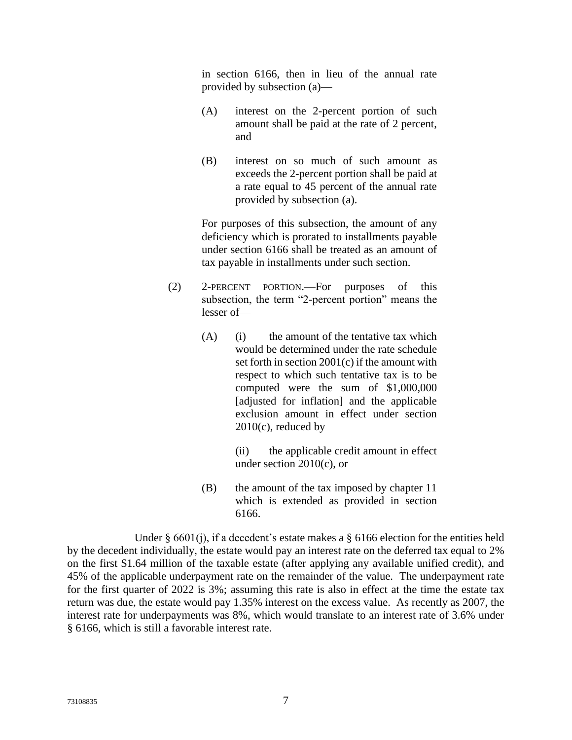in section 6166, then in lieu of the annual rate provided by subsection (a)—

> (A) interest on the 2-percent portion of such amount shall be paid at the rate of 2 percent, and
>
> (B) interest on so much of such amount as exceeds the 2-percent portion shall be paid at a rate equal to 45 percent of the annual rate provided by subsection (a).

For purposes of this subsection, the amount of any deficiency which is prorated to installments payable under section 6166 shall be treated as an amount of tax payable in installments under such section.

(2) 2-PERCENT PORTION.—For purposes of this subsection, the term "2-percent portion" means the lesser of—

> (A) (i) the amount of the tentative tax which would be determined under the rate schedule set forth in section 2001(c) if the amount with respect to which such tentative tax is to be computed were the sum of $1,000,000 [adjusted for inflation] and the applicable exclusion amount in effect under section 2010(c), reduced by
>
> (ii) the applicable credit amount in effect under section 2010(c), or
>
> (B) the amount of the tax imposed by chapter 11 which is extended as provided in section 6166.

Under § 6601(j), if a decedent's estate makes a § 6166 election for the entities held by the decedent individually, the estate would pay an interest rate on the deferred tax equal to 2% on the first $1.64 million of the taxable estate (after applying any available unified credit), and 45% of the applicable underpayment rate on the remainder of the value. The underpayment rate for the first quarter of 2022 is 3%; assuming this rate is also in effect at the time the estate tax return was due, the estate would pay 1.35% interest on the excess value. As recently as 2007, the interest rate for underpayments was 8%, which would translate to an interest rate of 3.6% under § 6166, which is still a favorable interest rate.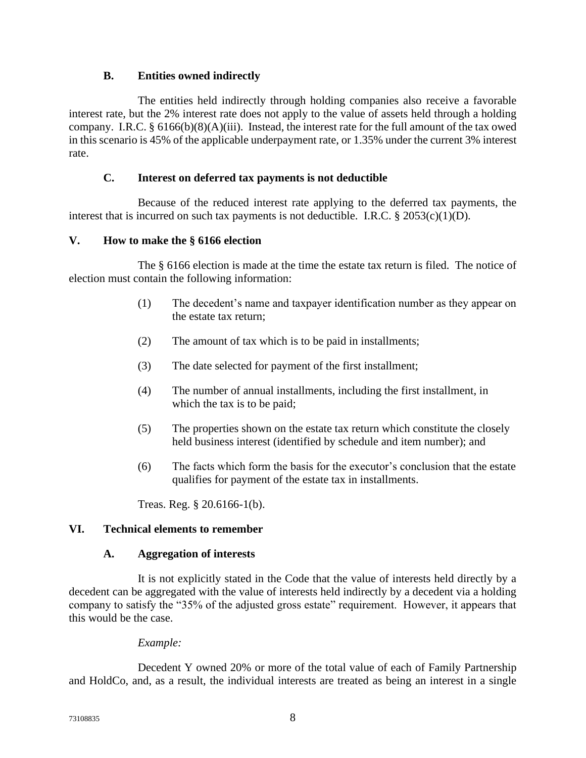### B. Entities owned indirectly

The entities held indirectly through holding companies also receive a favorable interest rate, but the 2% interest rate does not apply to the value of assets held through a holding company. I.R.C. § 6166(b)(8)(A)(iii). Instead, the interest rate for the full amount of the tax owed in this scenario is 45% of the applicable underpayment rate, or 1.35% under the current 3% interest rate.

### C. Interest on deferred tax payments is not deductible

Because of the reduced interest rate applying to the deferred tax payments, the interest that is incurred on such tax payments is not deductible. I.R.C. § 2053(c)(1)(D).

## V. How to make the § 6166 election

The § 6166 election is made at the time the estate tax return is filed. The notice of election must contain the following information:

(1) The decedent's name and taxpayer identification number as they appear on the estate tax return;

(2) The amount of tax which is to be paid in installments;

(3) The date selected for payment of the first installment;

(4) The number of annual installments, including the first installment, in which the tax is to be paid;

(5) The properties shown on the estate tax return which constitute the closely held business interest (identified by schedule and item number); and

(6) The facts which form the basis for the executor's conclusion that the estate qualifies for payment of the estate tax in installments.

Treas. Reg. § 20.6166-1(b).

## VI. Technical elements to remember

### A. Aggregation of interests

It is not explicitly stated in the Code that the value of interests held directly by a decedent can be aggregated with the value of interests held indirectly by a decedent via a holding company to satisfy the "35% of the adjusted gross estate" requirement. However, it appears that this would be the case.

*Example:*

Decedent Y owned 20% or more of the total value of each of Family Partnership and HoldCo, and, as a result, the individual interests are treated as being an interest in a single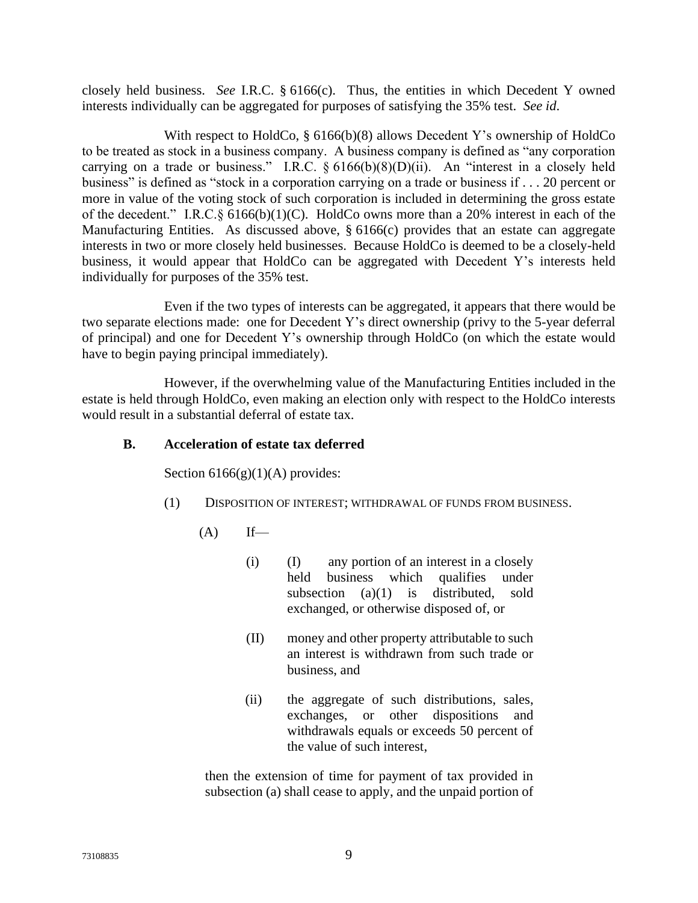closely held business. *See* I.R.C. § 6166(c). Thus, the entities in which Decedent Y owned interests individually can be aggregated for purposes of satisfying the 35% test. *See id*.

With respect to HoldCo, § 6166(b)(8) allows Decedent Y's ownership of HoldCo to be treated as stock in a business company. A business company is defined as "any corporation carrying on a trade or business." I.R.C. § 6166(b)(8)(D)(ii). An "interest in a closely held business" is defined as "stock in a corporation carrying on a trade or business if . . . 20 percent or more in value of the voting stock of such corporation is included in determining the gross estate of the decedent." I.R.C.§ 6166(b)(1)(C). HoldCo owns more than a 20% interest in each of the Manufacturing Entities. As discussed above, § 6166(c) provides that an estate can aggregate interests in two or more closely held businesses. Because HoldCo is deemed to be a closely-held business, it would appear that HoldCo can be aggregated with Decedent Y's interests held individually for purposes of the 35% test.

Even if the two types of interests can be aggregated, it appears that there would be two separate elections made: one for Decedent Y's direct ownership (privy to the 5-year deferral of principal) and one for Decedent Y's ownership through HoldCo (on which the estate would have to begin paying principal immediately).

However, if the overwhelming value of the Manufacturing Entities included in the estate is held through HoldCo, even making an election only with respect to the HoldCo interests would result in a substantial deferral of estate tax.

### B. Acceleration of estate tax deferred

Section 6166(g)(1)(A) provides:

> (1) DISPOSITION OF INTEREST; WITHDRAWAL OF FUNDS FROM BUSINESS.
>
> (A) If—
>
> (i) (I) any portion of an interest in a closely held business which qualifies under subsection (a)(1) is distributed, sold exchanged, or otherwise disposed of, or
>
> (II) money and other property attributable to such an interest is withdrawn from such trade or business, and
>
> (ii) the aggregate of such distributions, sales, exchanges, or other dispositions and withdrawals equals or exceeds 50 percent of the value of such interest,
>
> then the extension of time for payment of tax provided in subsection (a) shall cease to apply, and the unpaid portion of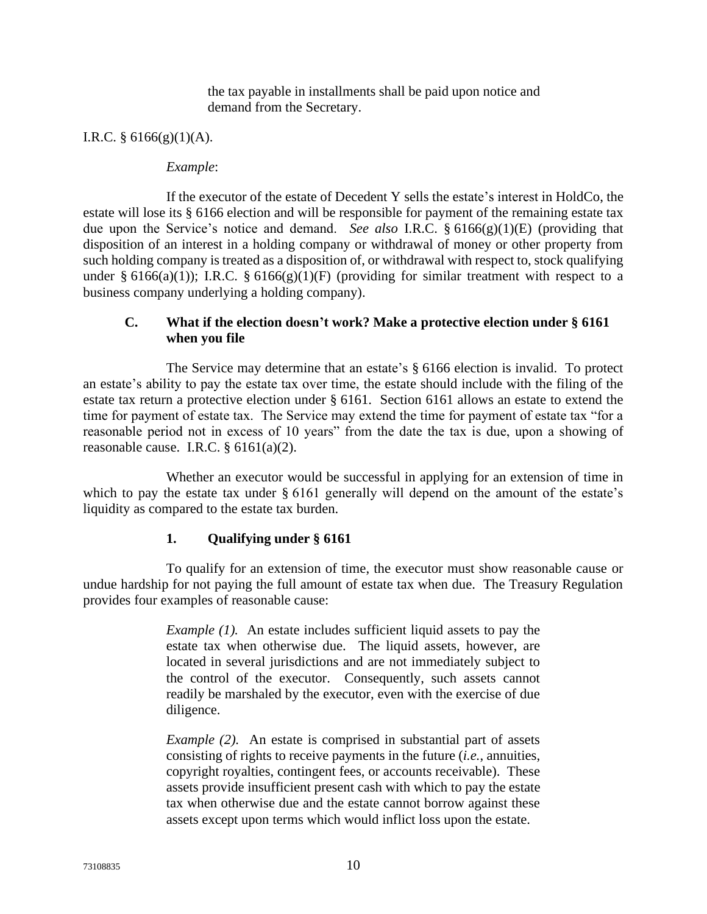> the tax payable in installments shall be paid upon notice and demand from the Secretary.

I.R.C. § 6166(g)(1)(A).

*Example*:

If the executor of the estate of Decedent Y sells the estate's interest in HoldCo, the estate will lose its § 6166 election and will be responsible for payment of the remaining estate tax due upon the Service's notice and demand. *See also* I.R.C. § 6166(g)(1)(E) (providing that disposition of an interest in a holding company or withdrawal of money or other property from such holding company is treated as a disposition of, or withdrawal with respect to, stock qualifying under § 6166(a)(1)); I.R.C. § 6166(g)(1)(F) (providing for similar treatment with respect to a business company underlying a holding company).

### C. What if the election doesn't work? Make a protective election under § 6161 when you file

The Service may determine that an estate's § 6166 election is invalid. To protect an estate's ability to pay the estate tax over time, the estate should include with the filing of the estate tax return a protective election under § 6161. Section 6161 allows an estate to extend the time for payment of estate tax. The Service may extend the time for payment of estate tax "for a reasonable period not in excess of 10 years" from the date the tax is due, upon a showing of reasonable cause. I.R.C. § 6161(a)(2).

Whether an executor would be successful in applying for an extension of time in which to pay the estate tax under § 6161 generally will depend on the amount of the estate's liquidity as compared to the estate tax burden.

#### 1. Qualifying under § 6161

To qualify for an extension of time, the executor must show reasonable cause or undue hardship for not paying the full amount of estate tax when due. The Treasury Regulation provides four examples of reasonable cause:

> *Example (1).* An estate includes sufficient liquid assets to pay the estate tax when otherwise due. The liquid assets, however, are located in several jurisdictions and are not immediately subject to the control of the executor. Consequently, such assets cannot readily be marshaled by the executor, even with the exercise of due diligence.
>
> *Example (2).* An estate is comprised in substantial part of assets consisting of rights to receive payments in the future (*i.e.*, annuities, copyright royalties, contingent fees, or accounts receivable). These assets provide insufficient present cash with which to pay the estate tax when otherwise due and the estate cannot borrow against these assets except upon terms which would inflict loss upon the estate.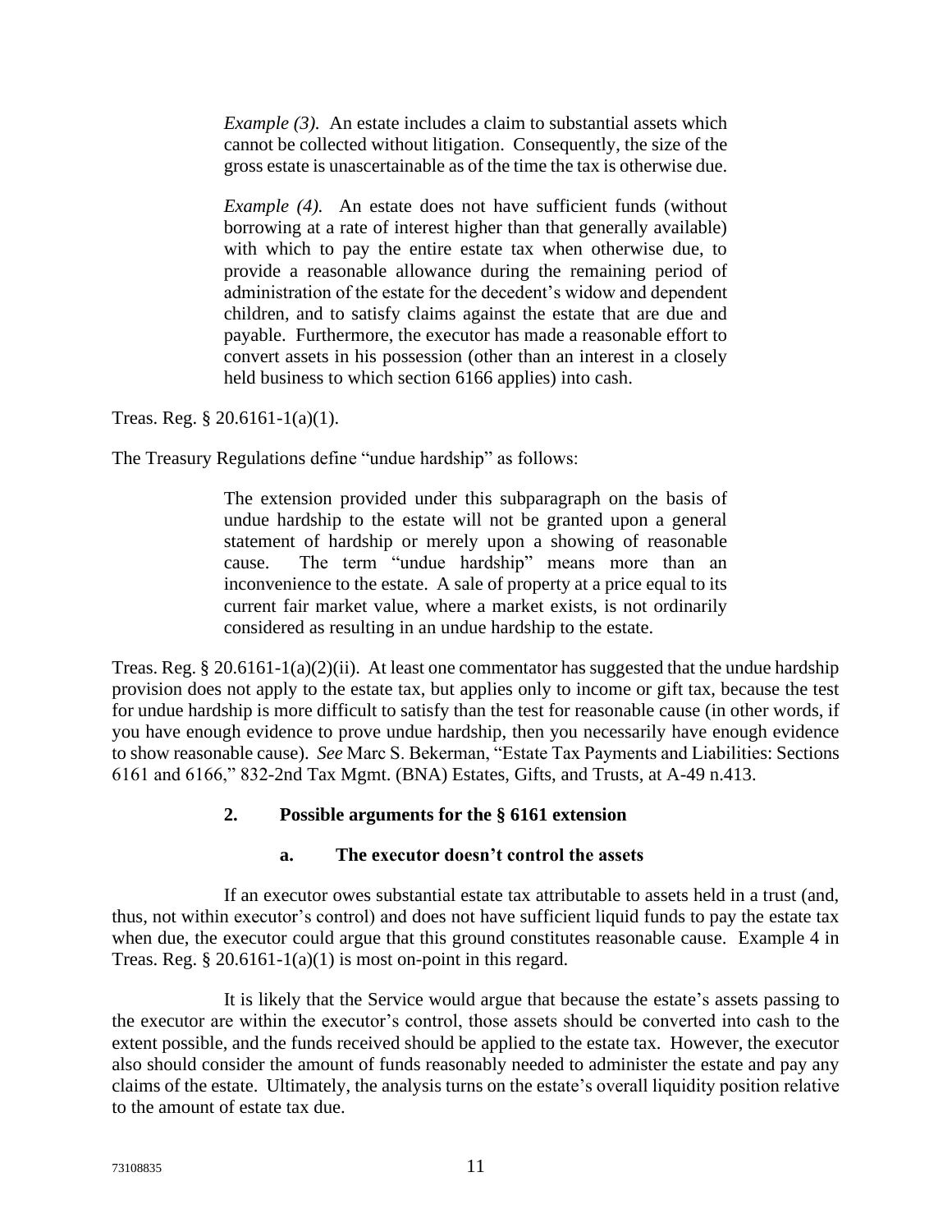> *Example (3).* An estate includes a claim to substantial assets which cannot be collected without litigation. Consequently, the size of the gross estate is unascertainable as of the time the tax is otherwise due.
>
> *Example (4).* An estate does not have sufficient funds (without borrowing at a rate of interest higher than that generally available) with which to pay the entire estate tax when otherwise due, to provide a reasonable allowance during the remaining period of administration of the estate for the decedent's widow and dependent children, and to satisfy claims against the estate that are due and payable. Furthermore, the executor has made a reasonable effort to convert assets in his possession (other than an interest in a closely held business to which section 6166 applies) into cash.

Treas. Reg. § 20.6161-1(a)(1).

The Treasury Regulations define "undue hardship" as follows:

> The extension provided under this subparagraph on the basis of undue hardship to the estate will not be granted upon a general statement of hardship or merely upon a showing of reasonable cause. The term "undue hardship" means more than an inconvenience to the estate. A sale of property at a price equal to its current fair market value, where a market exists, is not ordinarily considered as resulting in an undue hardship to the estate.

Treas. Reg. § 20.6161-1(a)(2)(ii). At least one commentator has suggested that the undue hardship provision does not apply to the estate tax, but applies only to income or gift tax, because the test for undue hardship is more difficult to satisfy than the test for reasonable cause (in other words, if you have enough evidence to prove undue hardship, then you necessarily have enough evidence to show reasonable cause). *See* Marc S. Bekerman, "Estate Tax Payments and Liabilities: Sections 6161 and 6166," 832-2nd Tax Mgmt. (BNA) Estates, Gifts, and Trusts, at A-49 n.413.

### 2. Possible arguments for the § 6161 extension

#### a. The executor doesn't control the assets

If an executor owes substantial estate tax attributable to assets held in a trust (and, thus, not within executor's control) and does not have sufficient liquid funds to pay the estate tax when due, the executor could argue that this ground constitutes reasonable cause. Example 4 in Treas. Reg. § 20.6161-1(a)(1) is most on-point in this regard.

It is likely that the Service would argue that because the estate's assets passing to the executor are within the executor's control, those assets should be converted into cash to the extent possible, and the funds received should be applied to the estate tax. However, the executor also should consider the amount of funds reasonably needed to administer the estate and pay any claims of the estate. Ultimately, the analysis turns on the estate's overall liquidity position relative to the amount of estate tax due.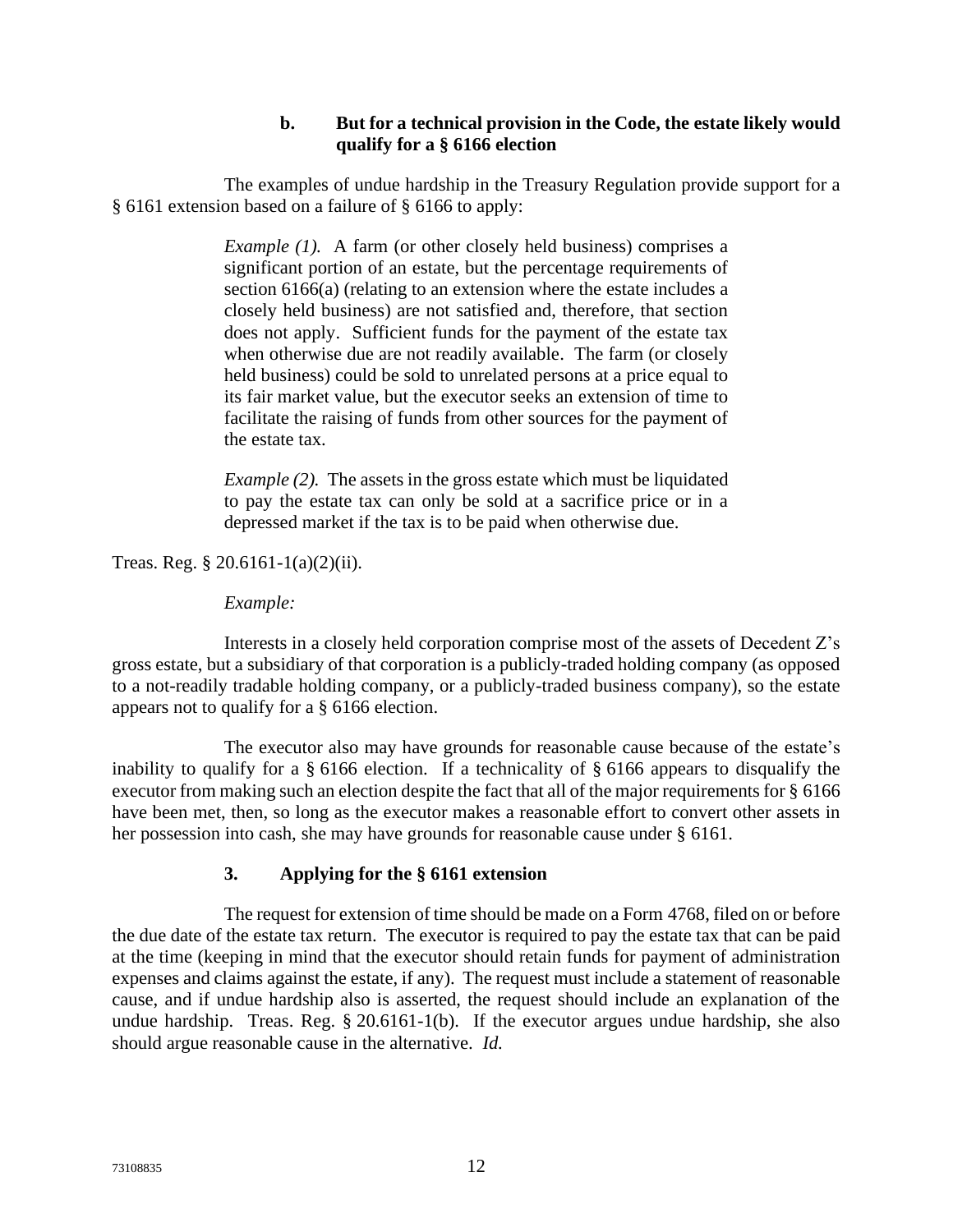#### b. But for a technical provision in the Code, the estate likely would qualify for a § 6166 election

The examples of undue hardship in the Treasury Regulation provide support for a § 6161 extension based on a failure of § 6166 to apply:

> *Example (1).* A farm (or other closely held business) comprises a significant portion of an estate, but the percentage requirements of section 6166(a) (relating to an extension where the estate includes a closely held business) are not satisfied and, therefore, that section does not apply. Sufficient funds for the payment of the estate tax when otherwise due are not readily available. The farm (or closely held business) could be sold to unrelated persons at a price equal to its fair market value, but the executor seeks an extension of time to facilitate the raising of funds from other sources for the payment of the estate tax.
>
> *Example (2).* The assets in the gross estate which must be liquidated to pay the estate tax can only be sold at a sacrifice price or in a depressed market if the tax is to be paid when otherwise due.

Treas. Reg. § 20.6161-1(a)(2)(ii).

*Example:*

Interests in a closely held corporation comprise most of the assets of Decedent Z's gross estate, but a subsidiary of that corporation is a publicly-traded holding company (as opposed to a not-readily tradable holding company, or a publicly-traded business company), so the estate appears not to qualify for a § 6166 election.

The executor also may have grounds for reasonable cause because of the estate's inability to qualify for a § 6166 election. If a technicality of § 6166 appears to disqualify the executor from making such an election despite the fact that all of the major requirements for § 6166 have been met, then, so long as the executor makes a reasonable effort to convert other assets in her possession into cash, she may have grounds for reasonable cause under § 6161.

### 3. Applying for the § 6161 extension

The request for extension of time should be made on a Form 4768, filed on or before the due date of the estate tax return. The executor is required to pay the estate tax that can be paid at the time (keeping in mind that the executor should retain funds for payment of administration expenses and claims against the estate, if any). The request must include a statement of reasonable cause, and if undue hardship also is asserted, the request should include an explanation of the undue hardship. Treas. Reg. § 20.6161-1(b). If the executor argues undue hardship, she also should argue reasonable cause in the alternative. *Id.*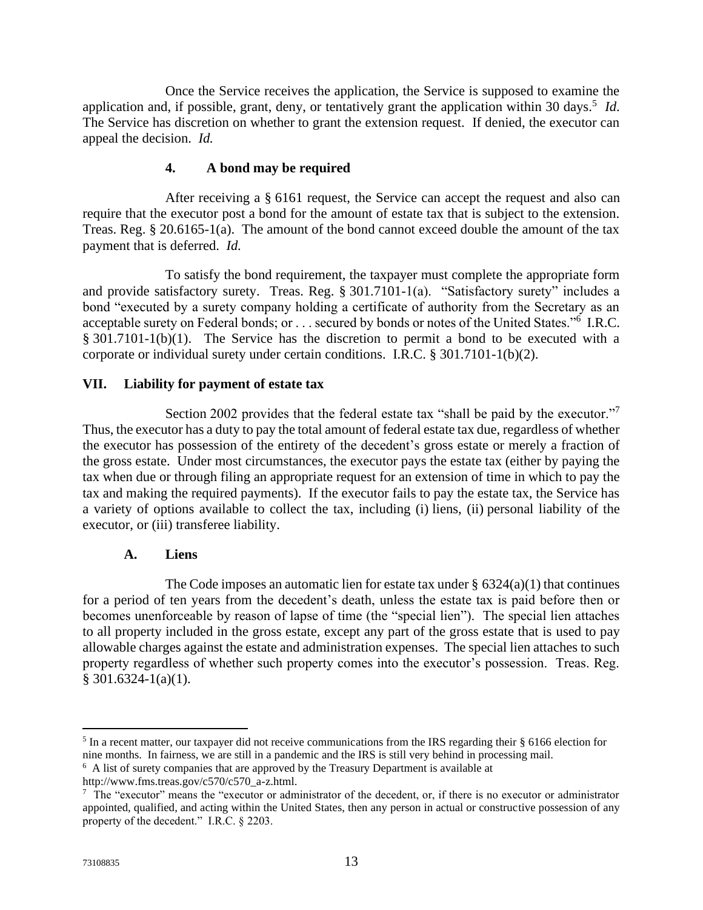Once the Service receives the application, the Service is supposed to examine the application and, if possible, grant, deny, or tentatively grant the application within 30 days.[5] *Id*. The Service has discretion on whether to grant the extension request. If denied, the executor can appeal the decision. *Id.*

#### 4. A bond may be required

After receiving a § 6161 request, the Service can accept the request and also can require that the executor post a bond for the amount of estate tax that is subject to the extension. Treas. Reg. § 20.6165-1(a). The amount of the bond cannot exceed double the amount of the tax payment that is deferred. *Id.*

To satisfy the bond requirement, the taxpayer must complete the appropriate form and provide satisfactory surety. Treas. Reg. § 301.7101-1(a). "Satisfactory surety" includes a bond "executed by a surety company holding a certificate of authority from the Secretary as an acceptable surety on Federal bonds; or . . . secured by bonds or notes of the United States."[6] I.R.C. § 301.7101-1(b)(1). The Service has the discretion to permit a bond to be executed with a corporate or individual surety under certain conditions. I.R.C. § 301.7101-1(b)(2).

## VII. Liability for payment of estate tax

Section 2002 provides that the federal estate tax "shall be paid by the executor."[7] Thus, the executor has a duty to pay the total amount of federal estate tax due, regardless of whether the executor has possession of the entirety of the decedent's gross estate or merely a fraction of the gross estate. Under most circumstances, the executor pays the estate tax (either by paying the tax when due or through filing an appropriate request for an extension of time in which to pay the tax and making the required payments). If the executor fails to pay the estate tax, the Service has a variety of options available to collect the tax, including (i) liens, (ii) personal liability of the executor, or (iii) transferee liability.

### A. Liens

The Code imposes an automatic lien for estate tax under § 6324(a)(1) that continues for a period of ten years from the decedent's death, unless the estate tax is paid before then or becomes unenforceable by reason of lapse of time (the "special lien"). The special lien attaches to all property included in the gross estate, except any part of the gross estate that is used to pay allowable charges against the estate and administration expenses. The special lien attaches to such property regardless of whether such property comes into the executor's possession. Treas. Reg. § 301.6324-1(a)(1).

---

[5] In a recent matter, our taxpayer did not receive communications from the IRS regarding their § 6166 election for nine months. In fairness, we are still in a pandemic and the IRS is still very behind in processing mail.

[6] A list of surety companies that are approved by the Treasury Department is available at http://www.fms.treas.gov/c570/c570_a-z.html.

[7] The "executor" means the "executor or administrator of the decedent, or, if there is no executor or administrator appointed, qualified, and acting within the United States, then any person in actual or constructive possession of any property of the decedent." I.R.C. § 2203.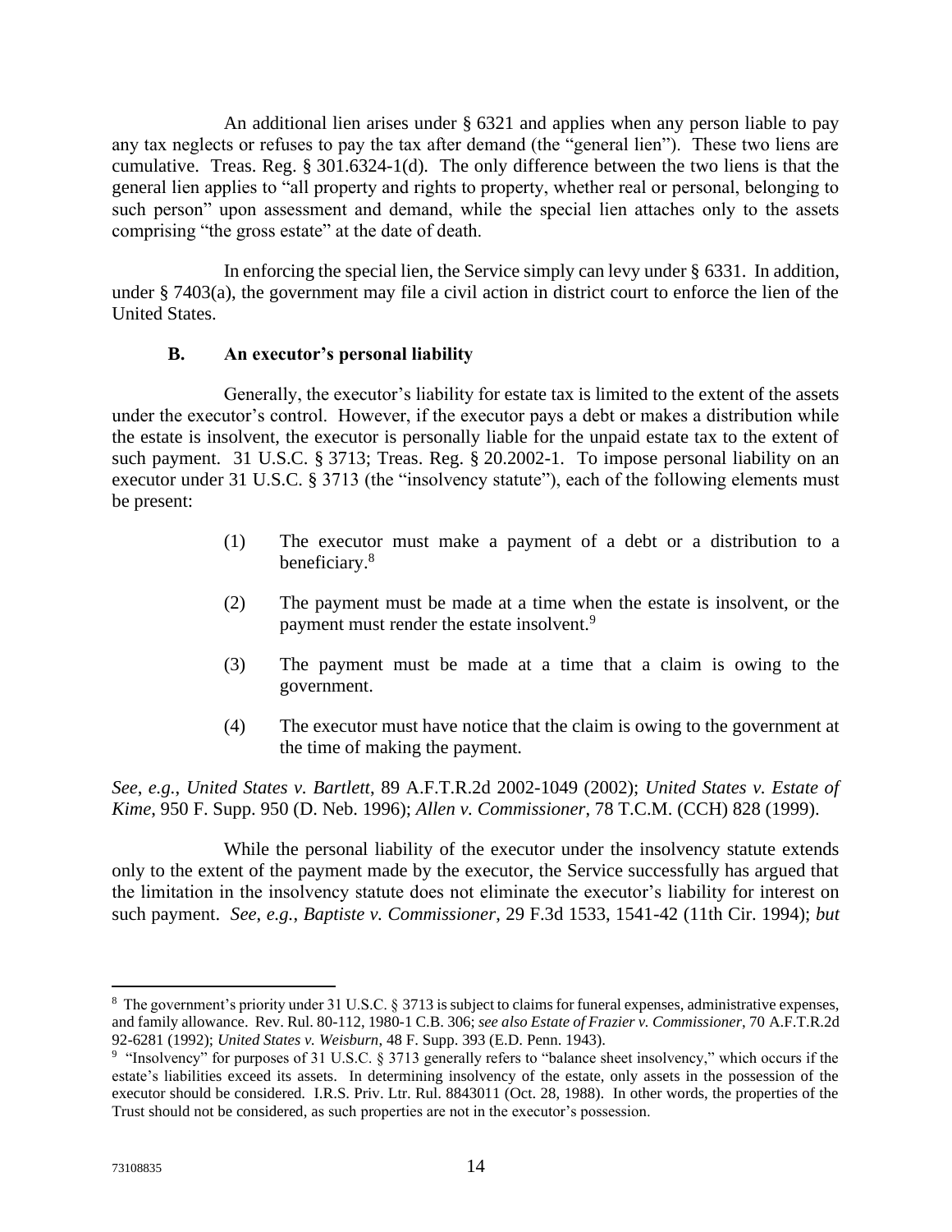An additional lien arises under § 6321 and applies when any person liable to pay any tax neglects or refuses to pay the tax after demand (the "general lien"). These two liens are cumulative. Treas. Reg. § 301.6324-1(d). The only difference between the two liens is that the general lien applies to "all property and rights to property, whether real or personal, belonging to such person" upon assessment and demand, while the special lien attaches only to the assets comprising "the gross estate" at the date of death.

In enforcing the special lien, the Service simply can levy under § 6331. In addition, under § 7403(a), the government may file a civil action in district court to enforce the lien of the United States.

### B. An executor's personal liability

Generally, the executor's liability for estate tax is limited to the extent of the assets under the executor's control. However, if the executor pays a debt or makes a distribution while the estate is insolvent, the executor is personally liable for the unpaid estate tax to the extent of such payment. 31 U.S.C. § 3713; Treas. Reg. § 20.2002-1. To impose personal liability on an executor under 31 U.S.C. § 3713 (the "insolvency statute"), each of the following elements must be present:

(1) The executor must make a payment of a debt or a distribution to a beneficiary.[8]

(2) The payment must be made at a time when the estate is insolvent, or the payment must render the estate insolvent.[9]

(3) The payment must be made at a time that a claim is owing to the government.

(4) The executor must have notice that the claim is owing to the government at the time of making the payment.

*See*, *e.g.*, *United States v. Bartlett*, 89 A.F.T.R.2d 2002-1049 (2002); *United States v. Estate of Kime*, 950 F. Supp. 950 (D. Neb. 1996); *Allen v. Commissioner*, 78 T.C.M. (CCH) 828 (1999).

While the personal liability of the executor under the insolvency statute extends only to the extent of the payment made by the executor, the Service successfully has argued that the limitation in the insolvency statute does not eliminate the executor's liability for interest on such payment. *See*, *e.g.*, *Baptiste v. Commissioner*, 29 F.3d 1533, 1541-42 (11th Cir. 1994); *but*

---

[8] The government's priority under 31 U.S.C. § 3713 is subject to claims for funeral expenses, administrative expenses, and family allowance. Rev. Rul. 80-112, 1980-1 C.B. 306; *see also Estate of Frazier v. Commissioner*, 70 A.F.T.R.2d 92-6281 (1992); *United States v. Weisburn*, 48 F. Supp. 393 (E.D. Penn. 1943).

[9] "Insolvency" for purposes of 31 U.S.C. § 3713 generally refers to "balance sheet insolvency," which occurs if the estate's liabilities exceed its assets. In determining insolvency of the estate, only assets in the possession of the executor should be considered. I.R.S. Priv. Ltr. Rul. 8843011 (Oct. 28, 1988). In other words, the properties of the Trust should not be considered, as such properties are not in the executor's possession.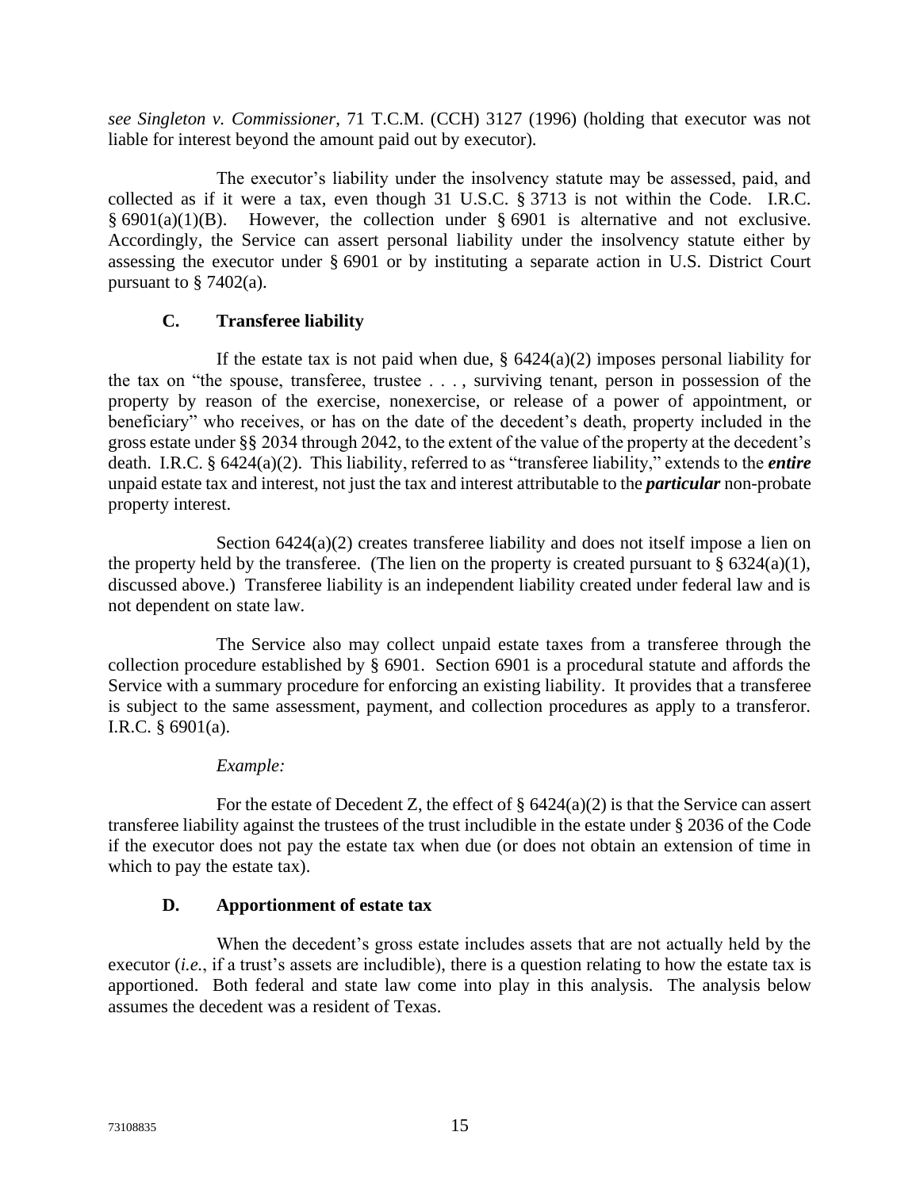*see Singleton v. Commissioner*, 71 T.C.M. (CCH) 3127 (1996) (holding that executor was not liable for interest beyond the amount paid out by executor).

The executor's liability under the insolvency statute may be assessed, paid, and collected as if it were a tax, even though 31 U.S.C. § 3713 is not within the Code. I.R.C. § 6901(a)(1)(B). However, the collection under § 6901 is alternative and not exclusive. Accordingly, the Service can assert personal liability under the insolvency statute either by assessing the executor under § 6901 or by instituting a separate action in U.S. District Court pursuant to § 7402(a).

### C. Transferee liability

If the estate tax is not paid when due, § 6424(a)(2) imposes personal liability for the tax on "the spouse, transferee, trustee . . . , surviving tenant, person in possession of the property by reason of the exercise, nonexercise, or release of a power of appointment, or beneficiary" who receives, or has on the date of the decedent's death, property included in the gross estate under §§ 2034 through 2042, to the extent of the value of the property at the decedent's death. I.R.C. § 6424(a)(2). This liability, referred to as "transferee liability," extends to the ***entire*** unpaid estate tax and interest, not just the tax and interest attributable to the ***particular*** non-probate property interest.

Section 6424(a)(2) creates transferee liability and does not itself impose a lien on the property held by the transferee. (The lien on the property is created pursuant to § 6324(a)(1), discussed above.) Transferee liability is an independent liability created under federal law and is not dependent on state law.

The Service also may collect unpaid estate taxes from a transferee through the collection procedure established by § 6901. Section 6901 is a procedural statute and affords the Service with a summary procedure for enforcing an existing liability. It provides that a transferee is subject to the same assessment, payment, and collection procedures as apply to a transferor. I.R.C. § 6901(a).

*Example:*

For the estate of Decedent Z, the effect of § 6424(a)(2) is that the Service can assert transferee liability against the trustees of the trust includible in the estate under § 2036 of the Code if the executor does not pay the estate tax when due (or does not obtain an extension of time in which to pay the estate tax).

### D. Apportionment of estate tax

When the decedent's gross estate includes assets that are not actually held by the executor (*i.e.*, if a trust's assets are includible), there is a question relating to how the estate tax is apportioned. Both federal and state law come into play in this analysis. The analysis below assumes the decedent was a resident of Texas.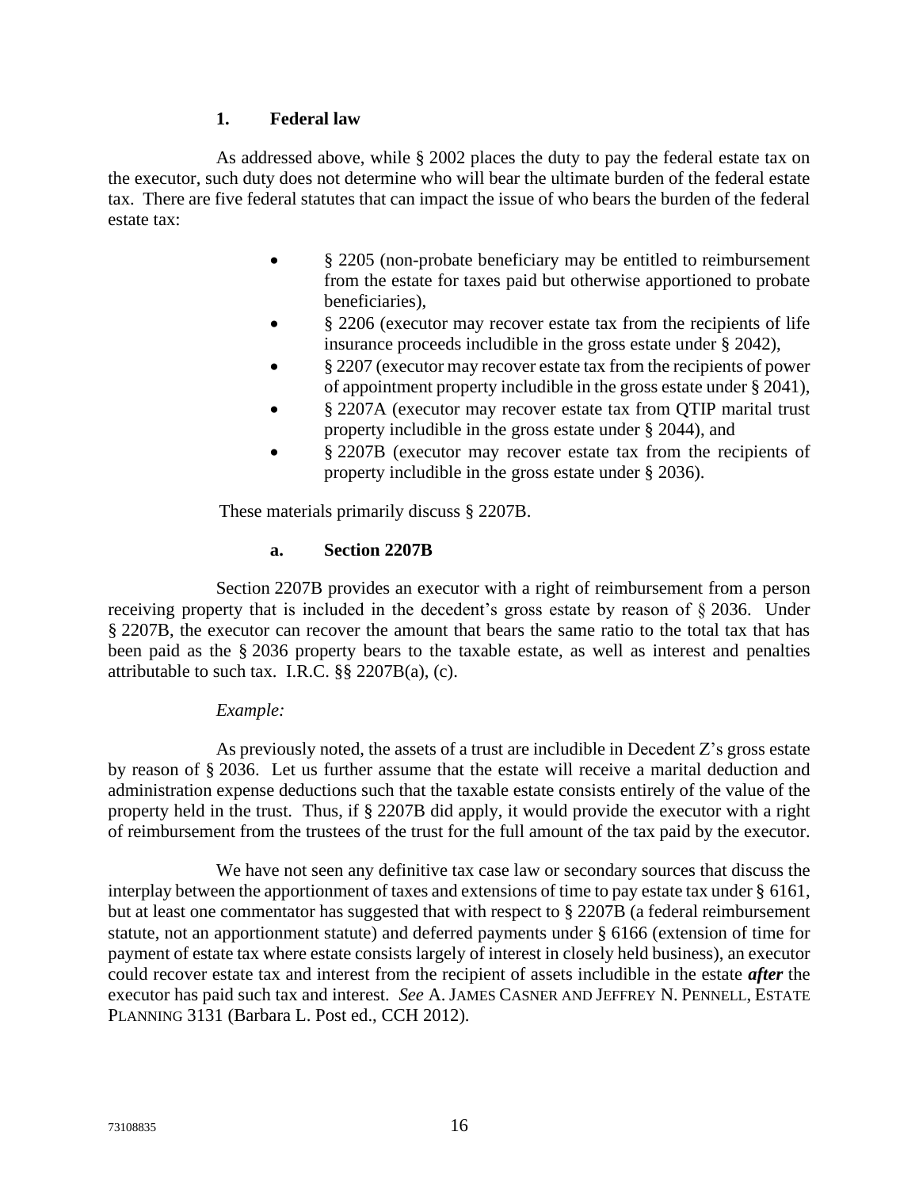### 1. Federal law

As addressed above, while § 2002 places the duty to pay the federal estate tax on the executor, such duty does not determine who will bear the ultimate burden of the federal estate tax. There are five federal statutes that can impact the issue of who bears the burden of the federal estate tax:

- § 2205 (non-probate beneficiary may be entitled to reimbursement from the estate for taxes paid but otherwise apportioned to probate beneficiaries),
- § 2206 (executor may recover estate tax from the recipients of life insurance proceeds includible in the gross estate under § 2042),
- § 2207 (executor may recover estate tax from the recipients of power of appointment property includible in the gross estate under § 2041),
- § 2207A (executor may recover estate tax from QTIP marital trust property includible in the gross estate under § 2044), and
- § 2207B (executor may recover estate tax from the recipients of property includible in the gross estate under § 2036).

These materials primarily discuss § 2207B.

#### a. Section 2207B

Section 2207B provides an executor with a right of reimbursement from a person receiving property that is included in the decedent's gross estate by reason of § 2036. Under § 2207B, the executor can recover the amount that bears the same ratio to the total tax that has been paid as the § 2036 property bears to the taxable estate, as well as interest and penalties attributable to such tax. I.R.C. §§ 2207B(a), (c).

*Example:*

As previously noted, the assets of a trust are includible in Decedent Z's gross estate by reason of § 2036. Let us further assume that the estate will receive a marital deduction and administration expense deductions such that the taxable estate consists entirely of the value of the property held in the trust. Thus, if § 2207B did apply, it would provide the executor with a right of reimbursement from the trustees of the trust for the full amount of the tax paid by the executor.

We have not seen any definitive tax case law or secondary sources that discuss the interplay between the apportionment of taxes and extensions of time to pay estate tax under § 6161, but at least one commentator has suggested that with respect to § 2207B (a federal reimbursement statute, not an apportionment statute) and deferred payments under § 6166 (extension of time for payment of estate tax where estate consists largely of interest in closely held business), an executor could recover estate tax and interest from the recipient of assets includible in the estate ***after*** the executor has paid such tax and interest. *See* A. JAMES CASNER AND JEFFREY N. PENNELL, ESTATE PLANNING 3131 (Barbara L. Post ed., CCH 2012).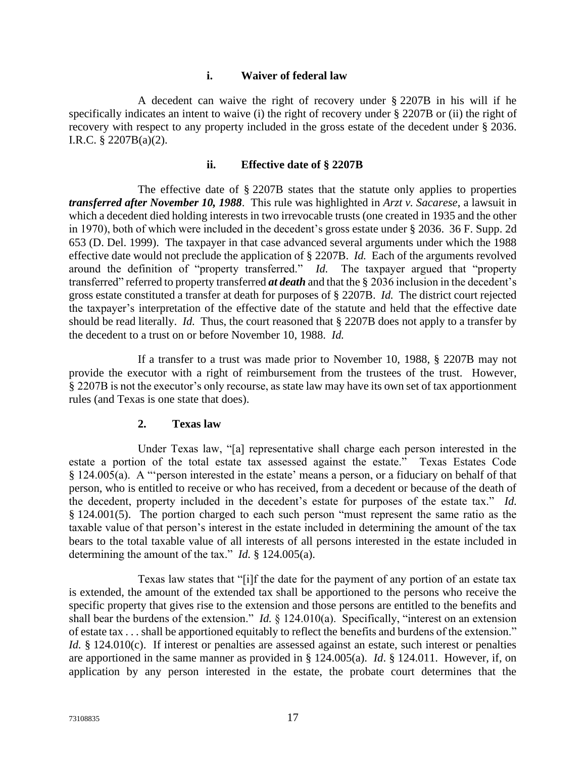#### i. Waiver of federal law

A decedent can waive the right of recovery under § 2207B in his will if he specifically indicates an intent to waive (i) the right of recovery under § 2207B or (ii) the right of recovery with respect to any property included in the gross estate of the decedent under § 2036. I.R.C. § 2207B(a)(2).

#### ii. Effective date of § 2207B

The effective date of § 2207B states that the statute only applies to properties ***transferred after November 10, 1988***. This rule was highlighted in *Arzt v. Sacarese*, a lawsuit in which a decedent died holding interests in two irrevocable trusts (one created in 1935 and the other in 1970), both of which were included in the decedent's gross estate under § 2036. 36 F. Supp. 2d 653 (D. Del. 1999). The taxpayer in that case advanced several arguments under which the 1988 effective date would not preclude the application of § 2207B. *Id.* Each of the arguments revolved around the definition of "property transferred." *Id.* The taxpayer argued that "property transferred" referred to property transferred ***at death*** and that the § 2036 inclusion in the decedent's gross estate constituted a transfer at death for purposes of § 2207B. *Id.* The district court rejected the taxpayer's interpretation of the effective date of the statute and held that the effective date should be read literally. *Id.* Thus, the court reasoned that § 2207B does not apply to a transfer by the decedent to a trust on or before November 10, 1988. *Id.*

If a transfer to a trust was made prior to November 10, 1988, § 2207B may not provide the executor with a right of reimbursement from the trustees of the trust. However, § 2207B is not the executor's only recourse, as state law may have its own set of tax apportionment rules (and Texas is one state that does).

### 2. Texas law

Under Texas law, "[a] representative shall charge each person interested in the estate a portion of the total estate tax assessed against the estate." Texas Estates Code § 124.005(a). A "'person interested in the estate' means a person, or a fiduciary on behalf of that person, who is entitled to receive or who has received, from a decedent or because of the death of the decedent, property included in the decedent's estate for purposes of the estate tax." *Id.* § 124.001(5). The portion charged to each such person "must represent the same ratio as the taxable value of that person's interest in the estate included in determining the amount of the tax bears to the total taxable value of all interests of all persons interested in the estate included in determining the amount of the tax." *Id.* § 124.005(a).

Texas law states that "[i]f the date for the payment of any portion of an estate tax is extended, the amount of the extended tax shall be apportioned to the persons who receive the specific property that gives rise to the extension and those persons are entitled to the benefits and shall bear the burdens of the extension." *Id.* § 124.010(a). Specifically, "interest on an extension of estate tax . . . shall be apportioned equitably to reflect the benefits and burdens of the extension." *Id.* § 124.010(c). If interest or penalties are assessed against an estate, such interest or penalties are apportioned in the same manner as provided in § 124.005(a). *Id*. § 124.011. However, if, on application by any person interested in the estate, the probate court determines that the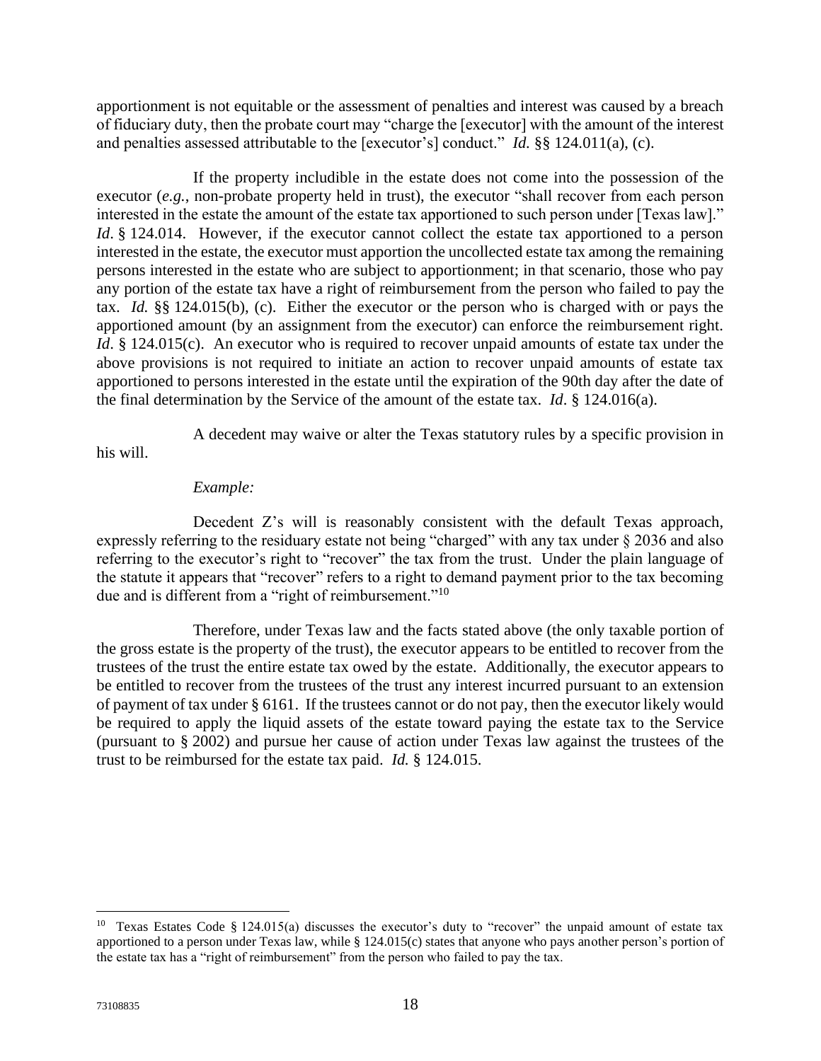apportionment is not equitable or the assessment of penalties and interest was caused by a breach of fiduciary duty, then the probate court may "charge the [executor] with the amount of the interest and penalties assessed attributable to the [executor's] conduct." *Id.* §§ 124.011(a), (c).

If the property includible in the estate does not come into the possession of the executor (*e.g.*, non-probate property held in trust), the executor "shall recover from each person interested in the estate the amount of the estate tax apportioned to such person under [Texas law]." *Id*. § 124.014. However, if the executor cannot collect the estate tax apportioned to a person interested in the estate, the executor must apportion the uncollected estate tax among the remaining persons interested in the estate who are subject to apportionment; in that scenario, those who pay any portion of the estate tax have a right of reimbursement from the person who failed to pay the tax. *Id.* §§ 124.015(b), (c). Either the executor or the person who is charged with or pays the apportioned amount (by an assignment from the executor) can enforce the reimbursement right. *Id*. § 124.015(c). An executor who is required to recover unpaid amounts of estate tax under the above provisions is not required to initiate an action to recover unpaid amounts of estate tax apportioned to persons interested in the estate until the expiration of the 90th day after the date of the final determination by the Service of the amount of the estate tax. *Id*. § 124.016(a).

A decedent may waive or alter the Texas statutory rules by a specific provision in his will.

*Example:*

Decedent Z's will is reasonably consistent with the default Texas approach, expressly referring to the residuary estate not being "charged" with any tax under § 2036 and also referring to the executor's right to "recover" the tax from the trust. Under the plain language of the statute it appears that "recover" refers to a right to demand payment prior to the tax becoming due and is different from a "right of reimbursement."[10]

Therefore, under Texas law and the facts stated above (the only taxable portion of the gross estate is the property of the trust), the executor appears to be entitled to recover from the trustees of the trust the entire estate tax owed by the estate. Additionally, the executor appears to be entitled to recover from the trustees of the trust any interest incurred pursuant to an extension of payment of tax under § 6161. If the trustees cannot or do not pay, then the executor likely would be required to apply the liquid assets of the estate toward paying the estate tax to the Service (pursuant to § 2002) and pursue her cause of action under Texas law against the trustees of the trust to be reimbursed for the estate tax paid. *Id.* § 124.015.

---

[10] Texas Estates Code § 124.015(a) discusses the executor's duty to "recover" the unpaid amount of estate tax apportioned to a person under Texas law, while § 124.015(c) states that anyone who pays another person's portion of the estate tax has a "right of reimbursement" from the person who failed to pay the tax.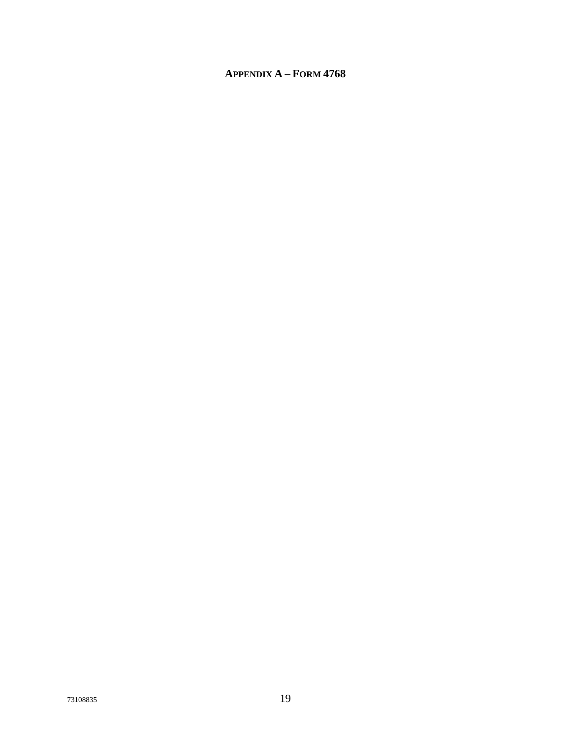## APPENDIX A – FORM 4768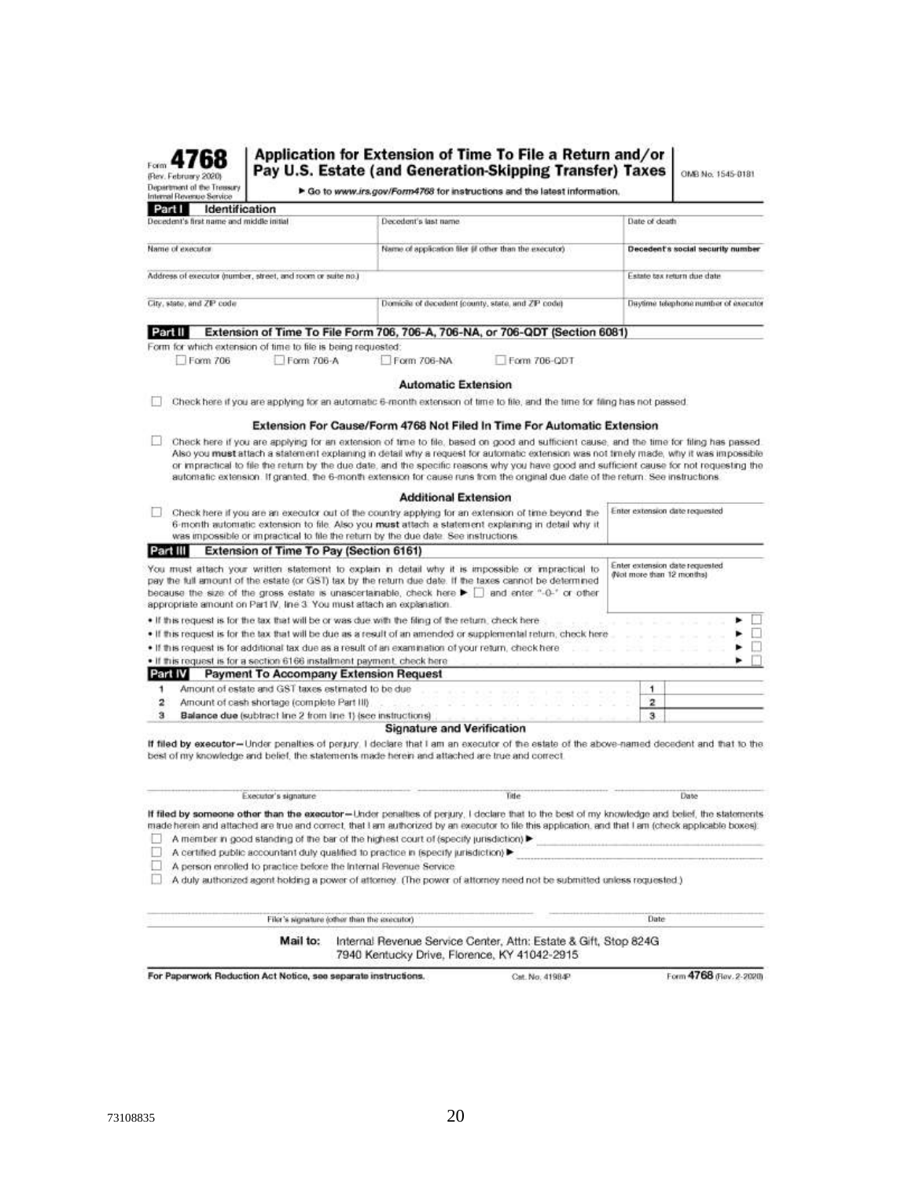Form **4768**
(Rev. February 2020)
Department of the Treasury
Internal Revenue Service

# Application for Extension of Time To File a Return and/or Pay U.S. Estate (and Generation-Skipping Transfer) Taxes

▶ Go to *www.irs.gov/Form4768* for instructions and the latest information.

OMB No. 1545-0181

## Part I Identification

| Decedent's first name and middle initial | Decedent's last name | Date of death |
|---|---|---|
| Name of executor | Name of application filer (if other than the executor) | **Decedent's social security number** |
| Address of executor (number, street, and room or suite no.) | | Estate tax return due date |
| City, state, and ZIP code | Domicile of decedent (county, state, and ZIP code) | Daytime telephone number of executor |

## Part II Extension of Time To File Form 706, 706-A, 706-NA, or 706-QDT (Section 6081)

Form for which extension of time to file is being requested:

☐ Form 706 ☐ Form 706-A ☐ Form 706-NA ☐ Form 706-QDT

### Automatic Extension

☐ Check here if you are applying for an automatic 6-month extension of time to file, and the time for filing has not passed.

### Extension For Cause/Form 4768 Not Filed In Time For Automatic Extension

☐ Check here if you are applying for an extension of time to file, based on good and sufficient cause, and the time for filing has passed. Also you **must** attach a statement explaining in detail why a request for automatic extension was not timely made, why it was impossible or impractical to file the return by the due date, and the specific reasons why you have good and sufficient cause for not requesting the automatic extension. If granted, the 6-month extension for cause runs from the original due date of the return. See instructions.

### Additional Extension

☐ Check here if you are an executor out of the country applying for an extension of time beyond the 6-month automatic extension to file. Also you **must** attach a statement explaining in detail why it was impossible or impractical to file the return by the due date. See instructions.

Enter extension date requested

## Part III Extension of Time To Pay (Section 6161)

You must attach your written statement to explain in detail why it is impossible or impractical to pay the full amount of the estate (or GST) tax by the return due date. If the taxes cannot be determined because the size of the gross estate is unascertainable, check here ▶ ☐ and enter "-0-" or other appropriate amount on Part IV, line 3. You must attach an explanation.

Enter extension date requested (Not more than 12 months)

- If this request is for the tax that will be or was due with the filing of the return, check here ▶ ☐
- If this request is for the tax that will be due as a result of an amended or supplemental return, check here ▶ ☐
- If this request is for additional tax due as a result of an examination of your return, check here ▶ ☐
- If this request is for a section 6166 installment payment, check here ▶ ☐

## Part IV Payment To Accompany Extension Request

| | | | |
|---|---|---|---|
| 1 | Amount of estate and GST taxes estimated to be due | 1 | |
| 2 | Amount of cash shortage (complete Part III) | 2 | |
| 3 | **Balance due** (subtract line 2 from line 1) (see instructions) | 3 | |

### Signature and Verification

**If filed by executor—**Under penalties of perjury, I declare that I am an executor of the estate of the above-named decedent and that to the best of my knowledge and belief, the statements made herein and attached are true and correct.

Executor's signature ______________ Title ______________ Date ______________

**If filed by someone other than the executor—**Under penalties of perjury, I declare that to the best of my knowledge and belief, the statements made herein and attached are true and correct, that I am authorized by an executor to file this application, and that I am (check applicable boxes):

☐ A member in good standing of the bar of the highest court of (specify jurisdiction) ▶ ______________

☐ A certified public accountant duly qualified to practice in (specify jurisdiction) ▶ ______________

☐ A person enrolled to practice before the Internal Revenue Service.

☐ A duly authorized agent holding a power of attorney. (The power of attorney need not be submitted unless requested.)

Filer's signature (other than the executor) ______________ Date ______________

**Mail to:** Internal Revenue Service Center, Attn: Estate & Gift, Stop 824G
7940 Kentucky Drive, Florence, KY 41042-2915

**For Paperwork Reduction Act Notice, see separate instructions.** Cat. No. 41984P Form **4768** (Rev. 2-2020)

73108835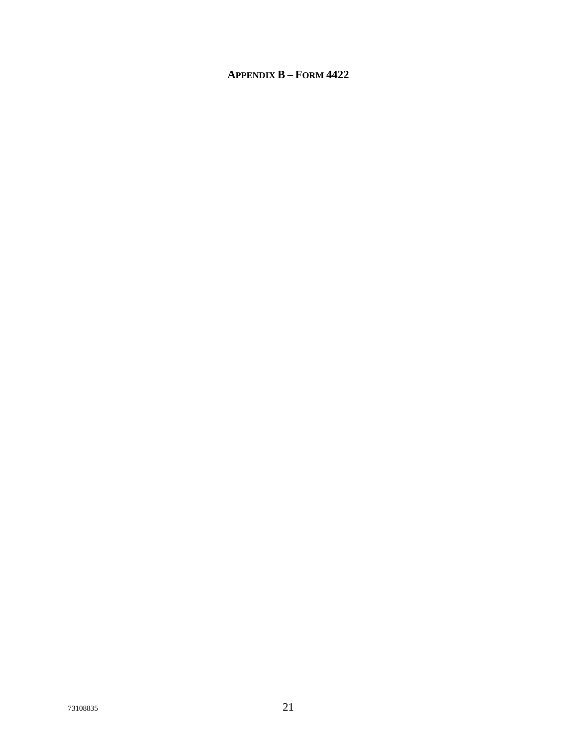## APPENDIX B – FORM 4422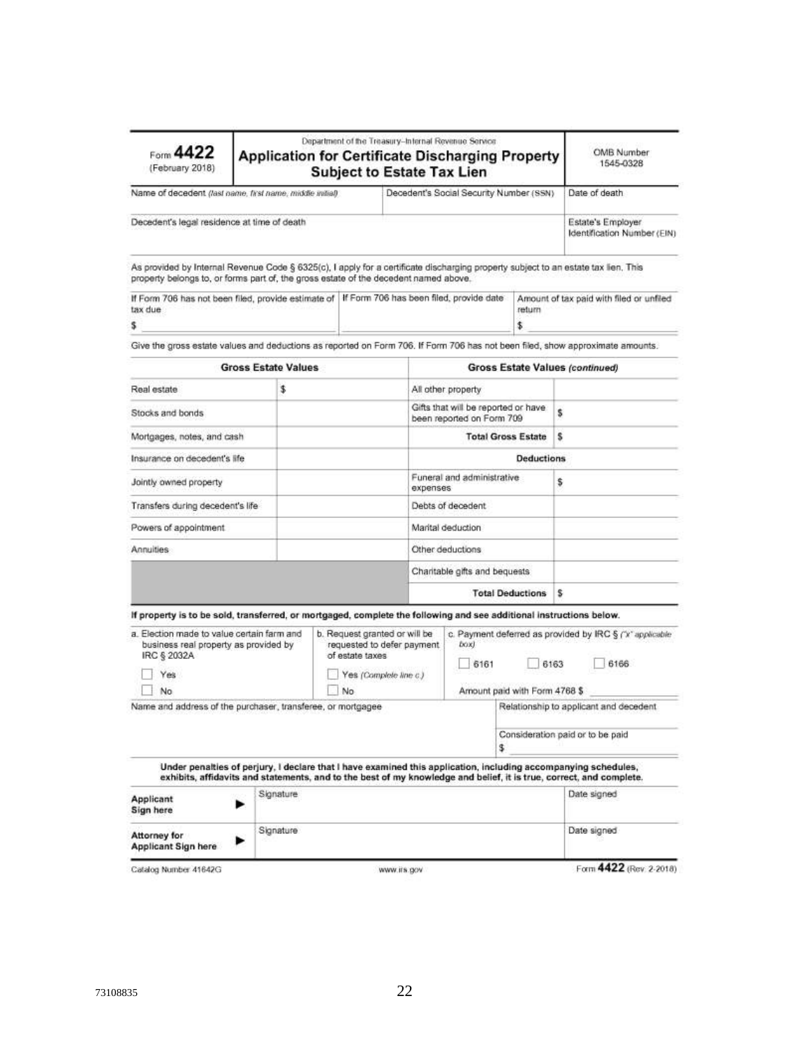Form **4422** (February 2018)

Department of the Treasury–Internal Revenue Service

# Application for Certificate Discharging Property Subject to Estate Tax Lien

OMB Number 1545-0328

| Name of decedent *(last name, first name, middle initial)* | Decedent's Social Security Number (SSN) | Date of death |
|---|---|---|
| Decedent's legal residence at time of death | | Estate's Employer Identification Number (EIN) |

As provided by Internal Revenue Code § 6325(c), I apply for a certificate discharging property subject to an estate tax lien. This property belongs to, or forms part of, the gross estate of the decedent named above.

| If Form 706 has not been filed, provide estimate of tax due | If Form 706 has been filed, provide date | Amount of tax paid with filed or unfiled return |
|---|---|---|
| $ | | $ |

Give the gross estate values and deductions as reported on Form 706. If Form 706 has not been filed, show approximate amounts.

| **Gross Estate Values** | | **Gross Estate Values** *(continued)* | |
|---|---|---|---|
| Real estate | $ | All other property | |
| Stocks and bonds | | Gifts that will be reported or have been reported on Form 709 | $ |
| Mortgages, notes, and cash | | **Total Gross Estate** | $ |
| Insurance on decedent's life | | **Deductions** | |
| Jointly owned property | | Funeral and administrative expenses | $ |
| Transfers during decedent's life | | Debts of decedent | |
| Powers of appointment | | Marital deduction | |
| Annuities | | Other deductions | |
| | | Charitable gifts and bequests | |
| | | **Total Deductions** | $ |

**If property is to be sold, transferred, or mortgaged, complete the following and see additional instructions below.**

| a. Election made to value certain farm and business real property as provided by IRC § 2032A | b. Request granted or will be requested to defer payment of estate taxes | c. Payment deferred as provided by IRC § *("x" applicable box)* |
|---|---|---|
| ☐ Yes | ☐ Yes *(Complete line c.)* | ☐ 6161 ☐ 6163 ☐ 6166 |
| ☐ No | ☐ No | Amount paid with Form 4768 $ |

| Name and address of the purchaser, transferee, or mortgagee | Relationship to applicant and decedent |
|---|---|
| | Consideration paid or to be paid $ |

**Under penalties of perjury, I declare that I have examined this application, including accompanying schedules, exhibits, affidavits and statements, and to the best of my knowledge and belief, it is true, correct, and complete.**

| | Signature | Date signed |
|---|---|---|
| **Applicant Sign here** ► | | |
| **Attorney for Applicant Sign here** ► | | |

Catalog Number 41642G www.irs.gov Form **4422** (Rev. 2-2018)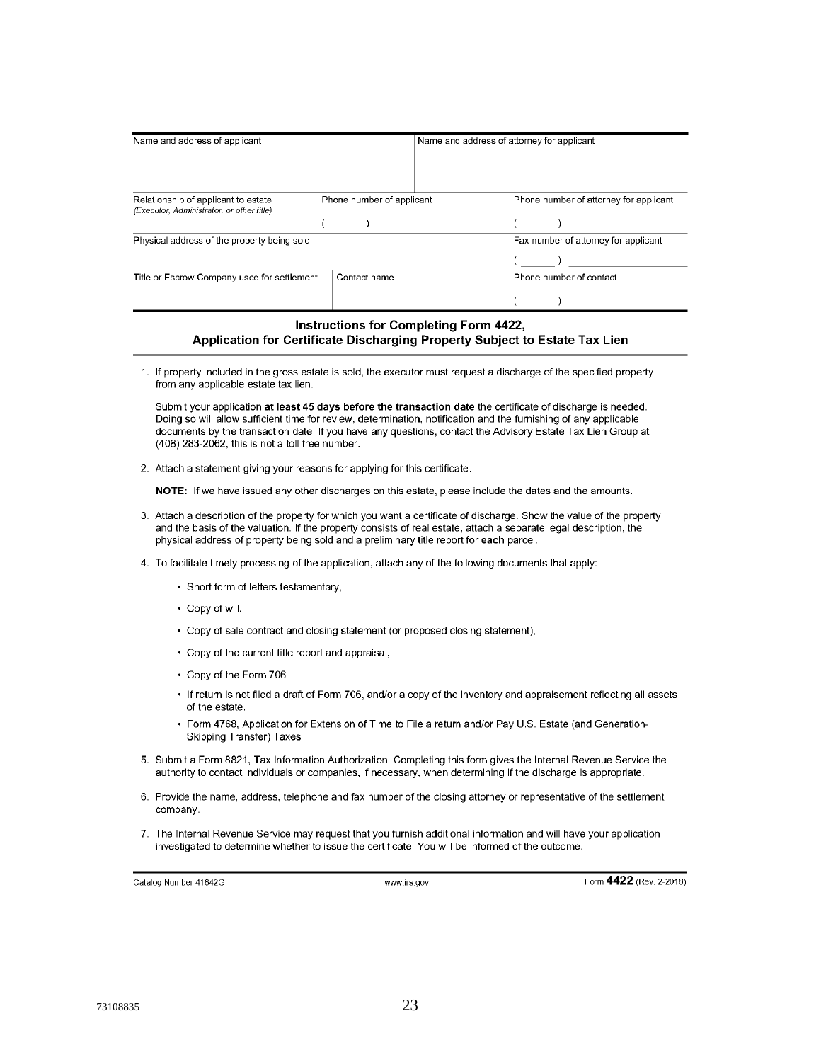| Name and address of applicant | | Name and address of attorney for applicant | |
|---|---|---|---|
| Relationship of applicant to estate *(Executor, Administrator, or other title)* | Phone number of applicant ( ) | | Phone number of attorney for applicant ( ) |
| Physical address of the property being sold | | | Fax number of attorney for applicant ( ) |
| Title or Escrow Company used for settlement | Contact name | | Phone number of contact ( ) |

## Instructions for Completing Form 4422, Application for Certificate Discharging Property Subject to Estate Tax Lien

1. If property included in the gross estate is sold, the executor must request a discharge of the specified property from any applicable estate tax lien.

   Submit your application **at least 45 days before the transaction date** the certificate of discharge is needed. Doing so will allow sufficient time for review, determination, notification and the furnishing of any applicable documents by the transaction date. If you have any questions, contact the Advisory Estate Tax Lien Group at (408) 283-2062, this is not a toll free number.

2. Attach a statement giving your reasons for applying for this certificate.

   **NOTE:** If we have issued any other discharges on this estate, please include the dates and the amounts.

3. Attach a description of the property for which you want a certificate of discharge. Show the value of the property and the basis of the valuation. If the property consists of real estate, attach a separate legal description, the physical address of property being sold and a preliminary title report for **each** parcel.

4. To facilitate timely processing of the application, attach any of the following documents that apply:
   - Short form of letters testamentary,
   - Copy of will,
   - Copy of sale contract and closing statement (or proposed closing statement),
   - Copy of the current title report and appraisal,
   - Copy of the Form 706
   - If return is not filed a draft of Form 706, and/or a copy of the inventory and appraisement reflecting all assets of the estate.
   - Form 4768, Application for Extension of Time to File a return and/or Pay U.S. Estate (and Generation-Skipping Transfer) Taxes

5. Submit a Form 8821, Tax Information Authorization. Completing this form gives the Internal Revenue Service the authority to contact individuals or companies, if necessary, when determining if the discharge is appropriate.

6. Provide the name, address, telephone and fax number of the closing attorney or representative of the settlement company.

7. The Internal Revenue Service may request that you furnish additional information and will have your application investigated to determine whether to issue the certificate. You will be informed of the outcome.

Catalog Number 41642G www.irs.gov Form **4422** (Rev. 2-2018)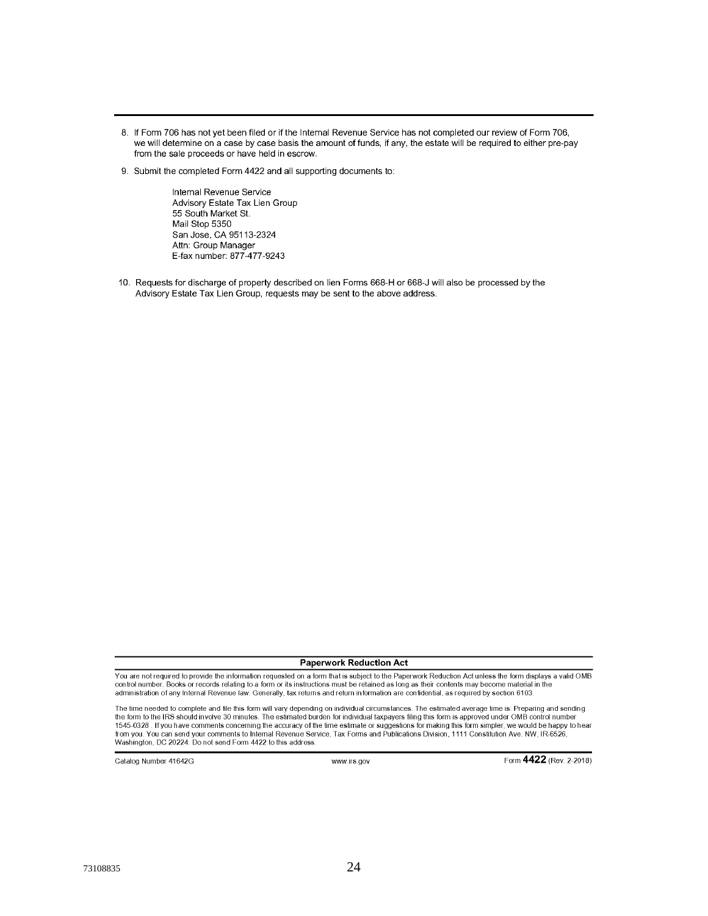8. If Form 706 has not yet been filed or if the Internal Revenue Service has not completed our review of Form 706, we will determine on a case by case basis the amount of funds, if any, the estate will be required to either pre-pay from the sale proceeds or have held in escrow.

9. Submit the completed Form 4422 and all supporting documents to:

   Internal Revenue Service
   Advisory Estate Tax Lien Group
   55 South Market St.
   Mail Stop 5350
   San Jose, CA 95113-2324
   Attn: Group Manager
   E-fax number: 877-477-9243

10. Requests for discharge of property described on lien Forms 668-H or 668-J will also be processed by the Advisory Estate Tax Lien Group, requests may be sent to the above address.

## Paperwork Reduction Act

You are not required to provide the information requested on a form that is subject to the Paperwork Reduction Act unless the form displays a valid OMB control number. Books or records relating to a form or its instructions must be retained as long as their contents may become material in the administration of any Internal Revenue law. Generally, tax returns and return information are confidential, as required by section 6103.

The time needed to complete and file this form will vary depending on individual circumstances. The estimated average time is: Preparing and sending the form to the IRS should involve 30 minutes. The estimated burden for individual taxpayers filing this form is approved under OMB control number 1545-0328 . If you have comments concerning the accuracy of the time estimate or suggestions for making this form simpler, we would be happy to hear from you. You can send your comments to Internal Revenue Service, Tax Forms and Publications Division, 1111 Constitution Ave. NW, IR-6526, Washington, DC 20224. Do not send Form 4422 to this address.

Catalog Number 41642G www.irs.gov Form **4422** (Rev. 2-2018)

73108835